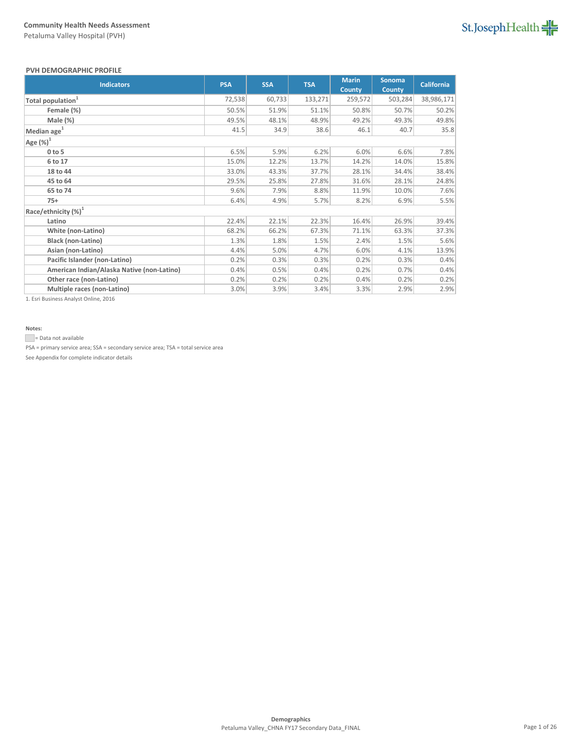**Community Health Needs Assessment**

Petaluma Valley Hospital (PVH)

**PVH DEMOGRAPHIC PROFILE**

| Indicators | PSA | SSA | TSA | Marin County | Sonoma County | California |
|---|---|---|---|---|---|---|
| **Total population[1]** | 72,538 | 60,733 | 133,271 | 259,572 | 503,284 | 38,986,171 |
| **Female (%)** | 50.5% | 51.9% | 51.1% | 50.8% | 50.7% | 50.2% |
| **Male (%)** | 49.5% | 48.1% | 48.9% | 49.2% | 49.3% | 49.8% |
| **Median age[1]** | 41.5 | 34.9 | 38.6 | 46.1 | 40.7 | 35.8 |
| **Age (%)[1]** | | | | | | |
| **0 to 5** | 6.5% | 5.9% | 6.2% | 6.0% | 6.6% | 7.8% |
| **6 to 17** | 15.0% | 12.2% | 13.7% | 14.2% | 14.0% | 15.8% |
| **18 to 44** | 33.0% | 43.3% | 37.7% | 28.1% | 34.4% | 38.4% |
| **45 to 64** | 29.5% | 25.8% | 27.8% | 31.6% | 28.1% | 24.8% |
| **65 to 74** | 9.6% | 7.9% | 8.8% | 11.9% | 10.0% | 7.6% |
| **75+** | 6.4% | 4.9% | 5.7% | 8.2% | 6.9% | 5.5% |
| **Race/ethnicity (%)[1]** | | | | | | |
| **Latino** | 22.4% | 22.1% | 22.3% | 16.4% | 26.9% | 39.4% |
| **White (non-Latino)** | 68.2% | 66.2% | 67.3% | 71.1% | 63.3% | 37.3% |
| **Black (non-Latino)** | 1.3% | 1.8% | 1.5% | 2.4% | 1.5% | 5.6% |
| **Asian (non-Latino)** | 4.4% | 5.0% | 4.7% | 6.0% | 4.1% | 13.9% |
| **Pacific Islander (non-Latino)** | 0.2% | 0.3% | 0.3% | 0.2% | 0.3% | 0.4% |
| **American Indian/Alaska Native (non-Latino)** | 0.4% | 0.5% | 0.4% | 0.2% | 0.7% | 0.4% |
| **Other race (non-Latino)** | 0.2% | 0.2% | 0.2% | 0.4% | 0.2% | 0.2% |
| **Multiple races (non-Latino)** | 3.0% | 3.9% | 3.4% | 3.3% | 2.9% | 2.9% |

1. Esri Business Analyst Online, 2016

**Notes:**

= Data not available

PSA = primary service area; SSA = secondary service area; TSA = total service area

See Appendix for complete indicator details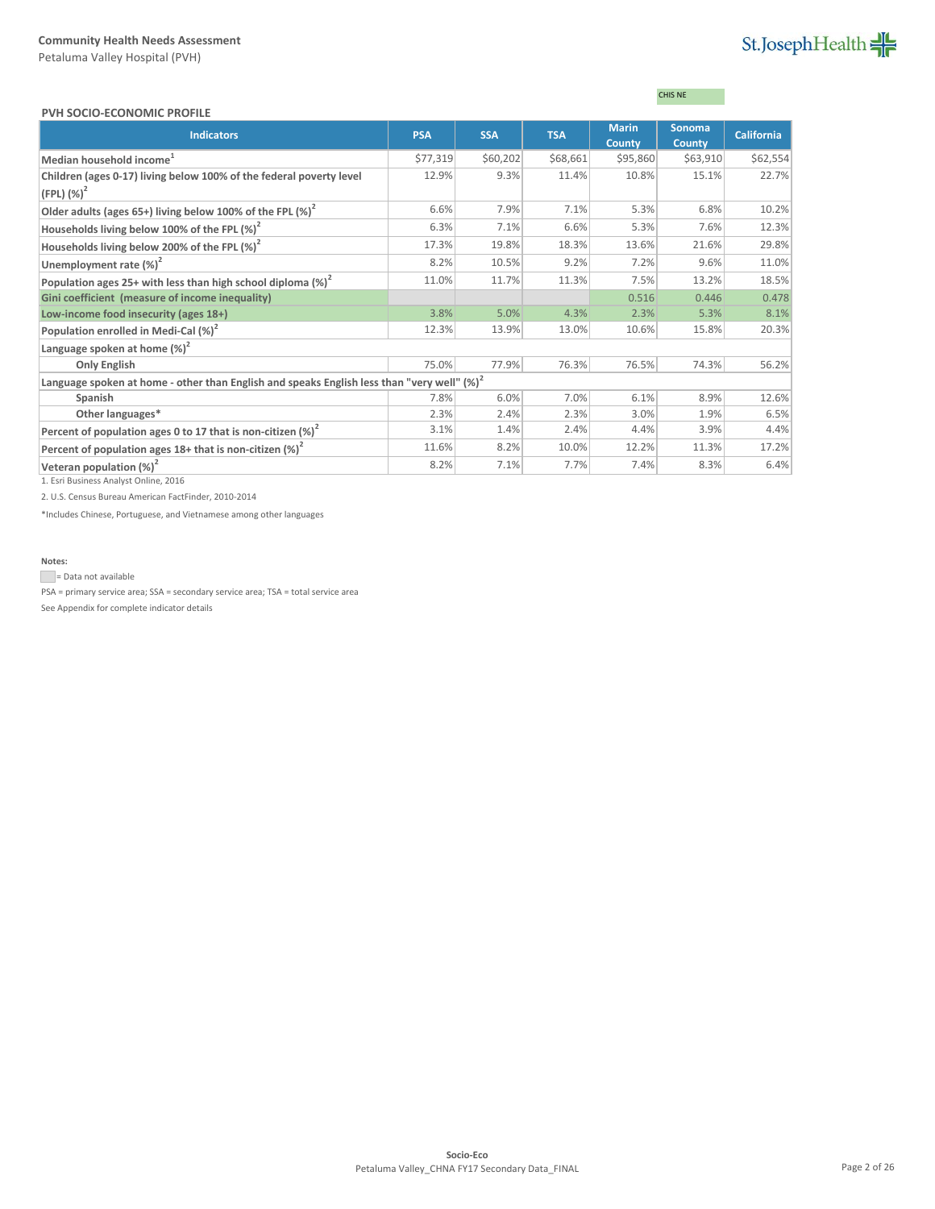CHIS NE

## PVH SOCIO-ECONOMIC PROFILE

| Indicators | PSA | SSA | TSA | Marin County | Sonoma County | California |
|---|---|---|---|---|---|---|
| Median household income[1] | $77,319 | $60,202 | $68,661 | $95,860 | $63,910 | $62,554 |
| Children (ages 0-17) living below 100% of the federal poverty level (FPL) (%)[2] | 12.9% | 9.3% | 11.4% | 10.8% | 15.1% | 22.7% |
| Older adults (ages 65+) living below 100% of the FPL (%)[2] | 6.6% | 7.9% | 7.1% | 5.3% | 6.8% | 10.2% |
| Households living below 100% of the FPL (%)[2] | 6.3% | 7.1% | 6.6% | 5.3% | 7.6% | 12.3% |
| Households living below 200% of the FPL (%)[2] | 17.3% | 19.8% | 18.3% | 13.6% | 21.6% | 29.8% |
| Unemployment rate (%)[2] | 8.2% | 10.5% | 9.2% | 7.2% | 9.6% | 11.0% |
| Population ages 25+ with less than high school diploma (%)[2] | 11.0% | 11.7% | 11.3% | 7.5% | 13.2% | 18.5% |
| Gini coefficient (measure of income inequality) | | | | 0.516 | 0.446 | 0.478 |
| Low-income food insecurity (ages 18+) | 3.8% | 5.0% | 4.3% | 2.3% | 5.3% | 8.1% |
| Population enrolled in Medi-Cal (%)[2] | 12.3% | 13.9% | 13.0% | 10.6% | 15.8% | 20.3% |
| Language spoken at home (%)[2] | | | | | | |
| Only English | 75.0% | 77.9% | 76.3% | 76.5% | 74.3% | 56.2% |
| Language spoken at home - other than English and speaks English less than "very well" (%)[2] | | | | | | |
| Spanish | 7.8% | 6.0% | 7.0% | 6.1% | 8.9% | 12.6% |
| Other languages* | 2.3% | 2.4% | 2.3% | 3.0% | 1.9% | 6.5% |
| Percent of population ages 0 to 17 that is non-citizen (%)[2] | 3.1% | 1.4% | 2.4% | 4.4% | 3.9% | 4.4% |
| Percent of population ages 18+ that is non-citizen (%)[2] | 11.6% | 8.2% | 10.0% | 12.2% | 11.3% | 17.2% |
| Veteran population (%)[2] | 8.2% | 7.1% | 7.7% | 7.4% | 8.3% | 6.4% |

1. Esri Business Analyst Online, 2016

2. U.S. Census Bureau American FactFinder, 2010-2014

*Includes Chinese, Portuguese, and Vietnamese among other languages

**Notes:**

= Data not available

PSA = primary service area; SSA = secondary service area; TSA = total service area

See Appendix for complete indicator details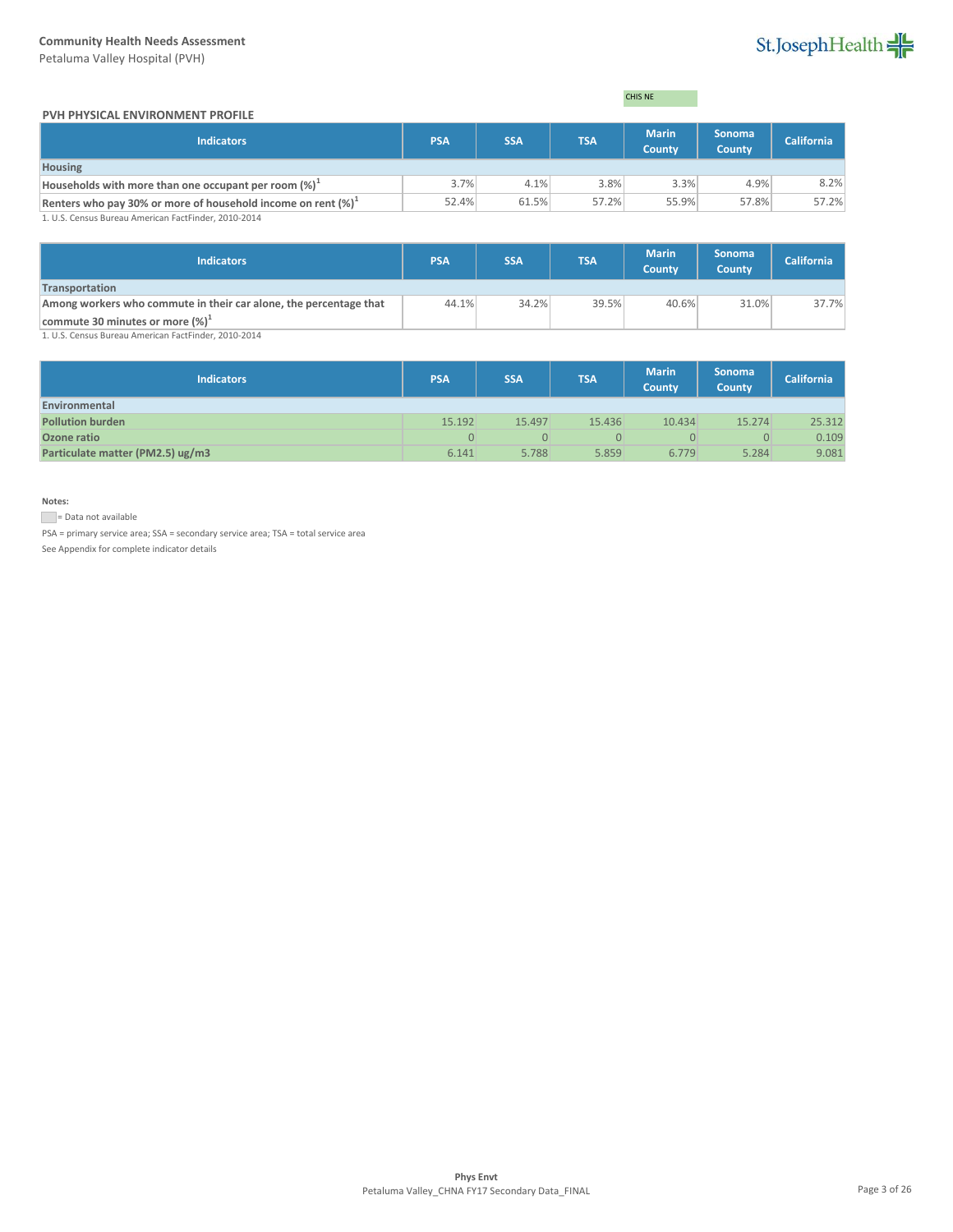CHIS NE

## PVH PHYSICAL ENVIRONMENT PROFILE

| Indicators | PSA | SSA | TSA | Marin County | Sonoma County | California |
|---|---|---|---|---|---|---|
| **Housing** | | | | | | |
| Households with more than one occupant per room (%)[1] | 3.7% | 4.1% | 3.8% | 3.3% | 4.9% | 8.2% |
| Renters who pay 30% or more of household income on rent (%)[1] | 52.4% | 61.5% | 57.2% | 55.9% | 57.8% | 57.2% |

1. U.S. Census Bureau American FactFinder, 2010-2014

| Indicators | PSA | SSA | TSA | Marin County | Sonoma County | California |
|---|---|---|---|---|---|---|
| **Transportation** | | | | | | |
| Among workers who commute in their car alone, the percentage that commute 30 minutes or more (%)[1] | 44.1% | 34.2% | 39.5% | 40.6% | 31.0% | 37.7% |

1. U.S. Census Bureau American FactFinder, 2010-2014

| Indicators | PSA | SSA | TSA | Marin County | Sonoma County | California |
|---|---|---|---|---|---|---|
| **Environmental** | | | | | | |
| Pollution burden | 15.192 | 15.497 | 15.436 | 10.434 | 15.274 | 25.312 |
| Ozone ratio | 0 | 0 | 0 | 0 | 0 | 0.109 |
| Particulate matter (PM2.5) ug/m3 | 6.141 | 5.788 | 5.859 | 6.779 | 5.284 | 9.081 |

**Notes:**

= Data not available

PSA = primary service area; SSA = secondary service area; TSA = total service area

See Appendix for complete indicator details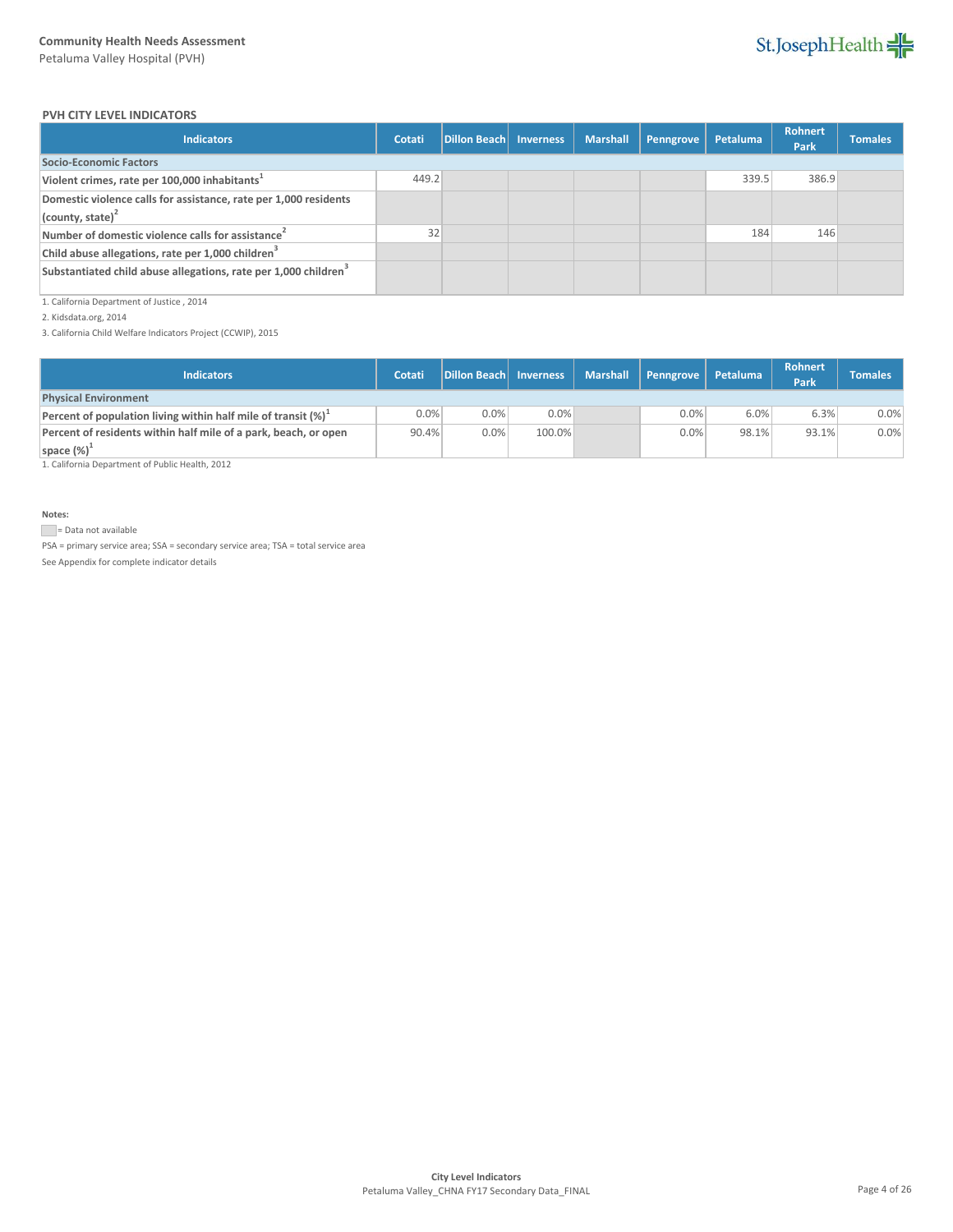**PVH CITY LEVEL INDICATORS**

| Indicators | Cotati | Dillon Beach | Inverness | Marshall | Penngrove | Petaluma | Rohnert Park | Tomales |
|---|---|---|---|---|---|---|---|---|
| **Socio-Economic Factors** | | | | | | | | |
| **Violent crimes, rate per 100,000 inhabitants**[1] | 449.2 | | | | | 339.5 | 386.9 | |
| **Domestic violence calls for assistance, rate per 1,000 residents (county, state)**[2] | | | | | | | | |
| **Number of domestic violence calls for assistance**[2] | 32 | | | | | 184 | 146 | |
| **Child abuse allegations, rate per 1,000 children**[3] | | | | | | | | |
| **Substantiated child abuse allegations, rate per 1,000 children**[3] | | | | | | | | |

1. California Department of Justice , 2014
2. Kidsdata.org, 2014
3. California Child Welfare Indicators Project (CCWIP), 2015

| Indicators | Cotati | Dillon Beach | Inverness | Marshall | Penngrove | Petaluma | Rohnert Park | Tomales |
|---|---|---|---|---|---|---|---|---|
| **Physical Environment** | | | | | | | | |
| **Percent of population living within half mile of transit (%)**[1] | 0.0% | 0.0% | 0.0% | | 0.0% | 6.0% | 6.3% | 0.0% |
| **Percent of residents within half mile of a park, beach, or open space (%)**[1] | 90.4% | 0.0% | 100.0% | | 0.0% | 98.1% | 93.1% | 0.0% |

1. California Department of Public Health, 2012

**Notes:**

= Data not available

PSA = primary service area; SSA = secondary service area; TSA = total service area

See Appendix for complete indicator details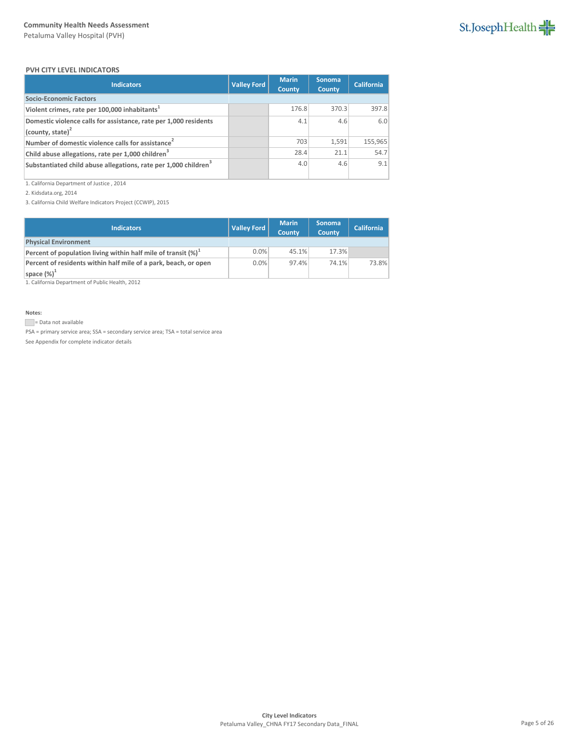### PVH CITY LEVEL INDICATORS

| Indicators | Valley Ford | Marin County | Sonoma County | California |
|---|---|---|---|---|
| **Socio-Economic Factors** | | | | |
| **Violent crimes, rate per 100,000 inhabitants[1]** | | 176.8 | 370.3 | 397.8 |
| **Domestic violence calls for assistance, rate per 1,000 residents (county, state)[2]** | | 4.1 | 4.6 | 6.0 |
| **Number of domestic violence calls for assistance[2]** | | 703 | 1,591 | 155,965 |
| **Child abuse allegations, rate per 1,000 children[3]** | | 28.4 | 21.1 | 54.7 |
| **Substantiated child abuse allegations, rate per 1,000 children[3]** | | 4.0 | 4.6 | 9.1 |

1. California Department of Justice , 2014

2. Kidsdata.org, 2014

3. California Child Welfare Indicators Project (CCWIP), 2015

| Indicators | Valley Ford | Marin County | Sonoma County | California |
|---|---|---|---|---|
| **Physical Environment** | | | | |
| **Percent of population living within half mile of transit (%)[1]** | 0.0% | 45.1% | 17.3% | |
| **Percent of residents within half mile of a park, beach, or open space (%)[1]** | 0.0% | 97.4% | 74.1% | 73.8% |

1. California Department of Public Health, 2012

**Notes:**

= Data not available

PSA = primary service area; SSA = secondary service area; TSA = total service area

See Appendix for complete indicator details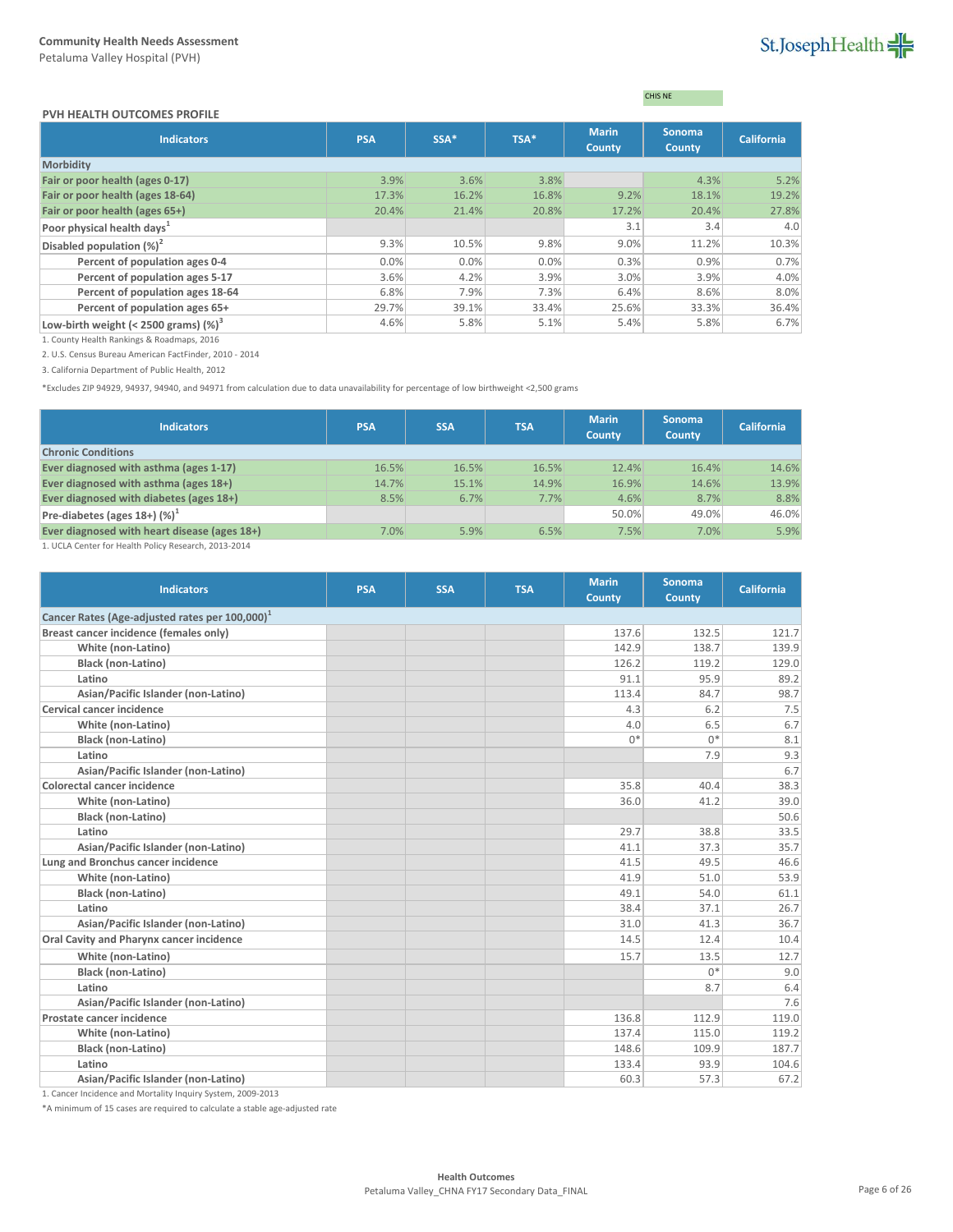CHIS NE

## PVH HEALTH OUTCOMES PROFILE

| Indicators | PSA | SSA* | TSA* | Marin County | Sonoma County | California |
|---|---|---|---|---|---|---|
| **Morbidity** | | | | | | |
| **Fair or poor health (ages 0-17)** | 3.9% | 3.6% | 3.8% | | 4.3% | 5.2% |
| **Fair or poor health (ages 18-64)** | 17.3% | 16.2% | 16.8% | 9.2% | 18.1% | 19.2% |
| **Fair or poor health (ages 65+)** | 20.4% | 21.4% | 20.8% | 17.2% | 20.4% | 27.8% |
| **Poor physical health days**[1] | | | | 3.1 | 3.4 | 4.0 |
| **Disabled population (%)**[2] | 9.3% | 10.5% | 9.8% | 9.0% | 11.2% | 10.3% |
| **Percent of population ages 0-4** | 0.0% | 0.0% | 0.0% | 0.3% | 0.9% | 0.7% |
| **Percent of population ages 5-17** | 3.6% | 4.2% | 3.9% | 3.0% | 3.9% | 4.0% |
| **Percent of population ages 18-64** | 6.8% | 7.9% | 7.3% | 6.4% | 8.6% | 8.0% |
| **Percent of population ages 65+** | 29.7% | 39.1% | 33.4% | 25.6% | 33.3% | 36.4% |
| **Low-birth weight (< 2500 grams) (%)**[3] | 4.6% | 5.8% | 5.1% | 5.4% | 5.8% | 6.7% |

1. County Health Rankings & Roadmaps, 2016

2. U.S. Census Bureau American FactFinder, 2010 - 2014

3. California Department of Public Health, 2012

*Excludes ZIP 94929, 94937, 94940, and 94971 from calculation due to data unavailability for percentage of low birthweight <2,500 grams

| Indicators | PSA | SSA | TSA | Marin County | Sonoma County | California |
|---|---|---|---|---|---|---|
| **Chronic Conditions** | | | | | | |
| **Ever diagnosed with asthma (ages 1-17)** | 16.5% | 16.5% | 16.5% | 12.4% | 16.4% | 14.6% |
| **Ever diagnosed with asthma (ages 18+)** | 14.7% | 15.1% | 14.9% | 16.9% | 14.6% | 13.9% |
| **Ever diagnosed with diabetes (ages 18+)** | 8.5% | 6.7% | 7.7% | 4.6% | 8.7% | 8.8% |
| **Pre-diabetes (ages 18+) (%)**[1] | | | | 50.0% | 49.0% | 46.0% |
| **Ever diagnosed with heart disease (ages 18+)** | 7.0% | 5.9% | 6.5% | 7.5% | 7.0% | 5.9% |

1. UCLA Center for Health Policy Research, 2013-2014

| Indicators | PSA | SSA | TSA | Marin County | Sonoma County | California |
|---|---|---|---|---|---|---|
| **Cancer Rates (Age-adjusted rates per 100,000)**[1] | | | | | | |
| **Breast cancer incidence (females only)** | | | | 137.6 | 132.5 | 121.7 |
| **White (non-Latino)** | | | | 142.9 | 138.7 | 139.9 |
| **Black (non-Latino)** | | | | 126.2 | 119.2 | 129.0 |
| **Latino** | | | | 91.1 | 95.9 | 89.2 |
| **Asian/Pacific Islander (non-Latino)** | | | | 113.4 | 84.7 | 98.7 |
| **Cervical cancer incidence** | | | | 4.3 | 6.2 | 7.5 |
| **White (non-Latino)** | | | | 4.0 | 6.5 | 6.7 |
| **Black (non-Latino)** | | | | 0* | 0* | 8.1 |
| **Latino** | | | | | 7.9 | 9.3 |
| **Asian/Pacific Islander (non-Latino)** | | | | | | 6.7 |
| **Colorectal cancer incidence** | | | | 35.8 | 40.4 | 38.3 |
| **White (non-Latino)** | | | | 36.0 | 41.2 | 39.0 |
| **Black (non-Latino)** | | | | | | 50.6 |
| **Latino** | | | | 29.7 | 38.8 | 33.5 |
| **Asian/Pacific Islander (non-Latino)** | | | | 41.1 | 37.3 | 35.7 |
| **Lung and Bronchus cancer incidence** | | | | 41.5 | 49.5 | 46.6 |
| **White (non-Latino)** | | | | 41.9 | 51.0 | 53.9 |
| **Black (non-Latino)** | | | | 49.1 | 54.0 | 61.1 |
| **Latino** | | | | 38.4 | 37.1 | 26.7 |
| **Asian/Pacific Islander (non-Latino)** | | | | 31.0 | 41.3 | 36.7 |
| **Oral Cavity and Pharynx cancer incidence** | | | | 14.5 | 12.4 | 10.4 |
| **White (non-Latino)** | | | | 15.7 | 13.5 | 12.7 |
| **Black (non-Latino)** | | | | | 0* | 9.0 |
| **Latino** | | | | | 8.7 | 6.4 |
| **Asian/Pacific Islander (non-Latino)** | | | | | | 7.6 |
| **Prostate cancer incidence** | | | | 136.8 | 112.9 | 119.0 |
| **White (non-Latino)** | | | | 137.4 | 115.0 | 119.2 |
| **Black (non-Latino)** | | | | 148.6 | 109.9 | 187.7 |
| **Latino** | | | | 133.4 | 93.9 | 104.6 |
| **Asian/Pacific Islander (non-Latino)** | | | | 60.3 | 57.3 | 67.2 |

1. Cancer Incidence and Mortality Inquiry System, 2009-2013

*A minimum of 15 cases are required to calculate a stable age-adjusted rate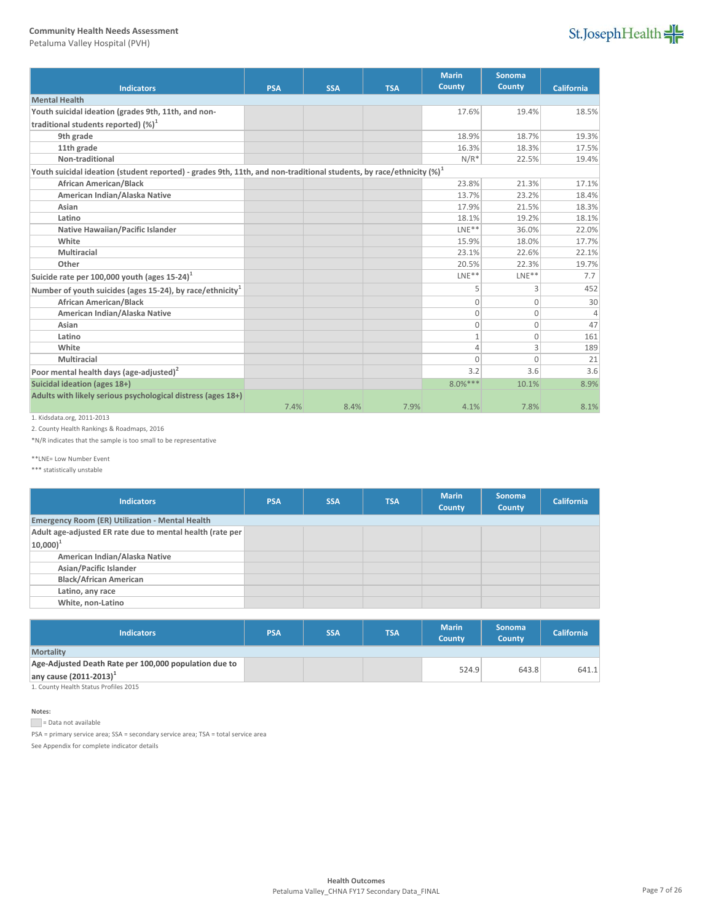**Community Health Needs Assessment**
Petaluma Valley Hospital (PVH)

| Indicators | PSA | SSA | TSA | Marin County | Sonoma County | California |
|---|---|---|---|---|---|---|
| **Mental Health** | | | | | | |
| Youth suicidal ideation (grades 9th, 11th, and non-traditional students reported) (%)[1] | | | | 17.6% | 19.4% | 18.5% |
| 9th grade | | | | 18.9% | 18.7% | 19.3% |
| 11th grade | | | | 16.3% | 18.3% | 17.5% |
| Non-traditional | | | | N/R* | 22.5% | 19.4% |
| Youth suicidal ideation (student reported) - grades 9th, 11th, and non-traditional students, by race/ethnicity (%)[1] | | | | | | |
| African American/Black | | | | 23.8% | 21.3% | 17.1% |
| American Indian/Alaska Native | | | | 13.7% | 23.2% | 18.4% |
| Asian | | | | 17.9% | 21.5% | 18.3% |
| Latino | | | | 18.1% | 19.2% | 18.1% |
| Native Hawaiian/Pacific Islander | | | | LNE** | 36.0% | 22.0% |
| White | | | | 15.9% | 18.0% | 17.7% |
| Multiracial | | | | 23.1% | 22.6% | 22.1% |
| Other | | | | 20.5% | 22.3% | 19.7% |
| Suicide rate per 100,000 youth (ages 15-24)[1] | | | | LNE** | LNE** | 7.7 |
| Number of youth suicides (ages 15-24), by race/ethnicity[1] | | | | 5 | 3 | 452 |
| African American/Black | | | | 0 | 0 | 30 |
| American Indian/Alaska Native | | | | 0 | 0 | 4 |
| Asian | | | | 0 | 0 | 47 |
| Latino | | | | 1 | 0 | 161 |
| White | | | | 4 | 3 | 189 |
| Multiracial | | | | 0 | 0 | 21 |
| Poor mental health days (age-adjusted)[2] | | | | 3.2 | 3.6 | 3.6 |
| Suicidal ideation (ages 18+) | | | | 8.0%*** | 10.1% | 8.9% |
| Adults with likely serious psychological distress (ages 18+) | 7.4% | 8.4% | 7.9% | 4.1% | 7.8% | 8.1% |

1. Kidsdata.org, 2011-2013
2. County Health Rankings & Roadmaps, 2016

*N/R indicates that the sample is too small to be representative

**LNE= Low Number Event

*** statistically unstable

| Indicators | PSA | SSA | TSA | Marin County | Sonoma County | California |
|---|---|---|---|---|---|---|
| **Emergency Room (ER) Utilization - Mental Health** | | | | | | |
| Adult age-adjusted ER rate due to mental health (rate per 10,000)[1] | | | | | | |
| American Indian/Alaska Native | | | | | | |
| Asian/Pacific Islander | | | | | | |
| Black/African American | | | | | | |
| Latino, any race | | | | | | |
| White, non-Latino | | | | | | |

| Indicators | PSA | SSA | TSA | Marin County | Sonoma County | California |
|---|---|---|---|---|---|---|
| **Mortality** | | | | | | |
| Age-Adjusted Death Rate per 100,000 population due to any cause (2011-2013)[1] | | | | 524.9 | 643.8 | 641.1 |

1. County Health Status Profiles 2015

**Notes:**

☐ = Data not available

PSA = primary service area; SSA = secondary service area; TSA = total service area

See Appendix for complete indicator details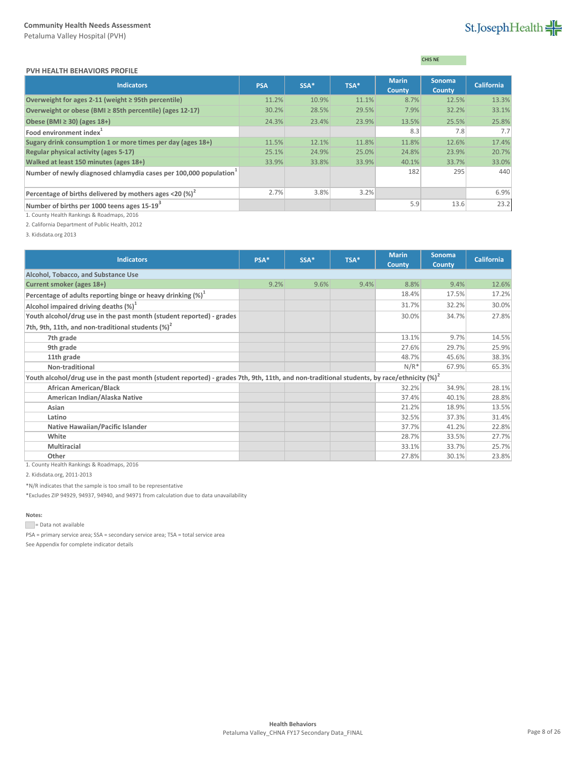**Community Health Needs Assessment**
Petaluma Valley Hospital (PVH)

CHIS NE

## PVH HEALTH BEHAVIORS PROFILE

| Indicators | PSA | SSA* | TSA* | Marin County | Sonoma County | California |
|---|---|---|---|---|---|---|
| Overweight for ages 2-11 (weight ≥ 95th percentile) | 11.2% | 10.9% | 11.1% | 8.7% | 12.5% | 13.3% |
| Overweight or obese (BMI ≥ 85th percentile) (ages 12-17) | 30.2% | 28.5% | 29.5% | 7.9% | 32.2% | 33.1% |
| Obese (BMI ≥ 30) (ages 18+) | 24.3% | 23.4% | 23.9% | 13.5% | 25.5% | 25.8% |
| Food environment index[1] | | | | 8.3 | 7.8 | 7.7 |
| Sugary drink consumption 1 or more times per day (ages 18+) | 11.5% | 12.1% | 11.8% | 11.8% | 12.6% | 17.4% |
| Regular physical activity (ages 5-17) | 25.1% | 24.9% | 25.0% | 24.8% | 23.9% | 20.7% |
| Walked at least 150 minutes (ages 18+) | 33.9% | 33.8% | 33.9% | 40.1% | 33.7% | 33.0% |
| Number of newly diagnosed chlamydia cases per 100,000 population[1] | | | | 182 | 295 | 440 |
| Percentage of births delivered by mothers ages <20 (%)[2] | 2.7% | 3.8% | 3.2% | | | 6.9% |
| Number of births per 1000 teens ages 15-19[3] | | | | 5.9 | 13.6 | 23.2 |

1. County Health Rankings & Roadmaps, 2016

2. California Department of Public Health, 2012

3. Kidsdata.org 2013

| Indicators | PSA* | SSA* | TSA* | Marin County | Sonoma County | California |
|---|---|---|---|---|---|---|
| **Alcohol, Tobacco, and Substance Use** | | | | | | |
| Current smoker (ages 18+) | 9.2% | 9.6% | 9.4% | 8.8% | 9.4% | 12.6% |
| Percentage of adults reporting binge or heavy drinking (%)[1] | | | | 18.4% | 17.5% | 17.2% |
| Alcohol impaired driving deaths (%)[1] | | | | 31.7% | 32.2% | 30.0% |
| Youth alcohol/drug use in the past month (student reported) - grades 7th, 9th, 11th, and non-traditional students (%)[2] | | | | 30.0% | 34.7% | 27.8% |
| 7th grade | | | | 13.1% | 9.7% | 14.5% |
| 9th grade | | | | 27.6% | 29.7% | 25.9% |
| 11th grade | | | | 48.7% | 45.6% | 38.3% |
| Non-traditional | | | | N/R* | 67.9% | 65.3% |
| **Youth alcohol/drug use in the past month (student reported) - grades 7th, 9th, 11th, and non-traditional students, by race/ethnicity (%)[2]** | | | | | | |
| African American/Black | | | | 32.2% | 34.9% | 28.1% |
| American Indian/Alaska Native | | | | 37.4% | 40.1% | 28.8% |
| Asian | | | | 21.2% | 18.9% | 13.5% |
| Latino | | | | 32.5% | 37.3% | 31.4% |
| Native Hawaiian/Pacific Islander | | | | 37.7% | 41.2% | 22.8% |
| White | | | | 28.7% | 33.5% | 27.7% |
| Multiracial | | | | 33.1% | 33.7% | 25.7% |
| Other | | | | 27.8% | 30.1% | 23.8% |

1. County Health Rankings & Roadmaps, 2016

2. Kidsdata.org, 2011-2013

*N/R indicates that the sample is too small to be representative

*Excludes ZIP 94929, 94937, 94940, and 94971 from calculation due to data unavailability

**Notes:**

= Data not available

PSA = primary service area; SSA = secondary service area; TSA = total service area

See Appendix for complete indicator details

**Health Behaviors**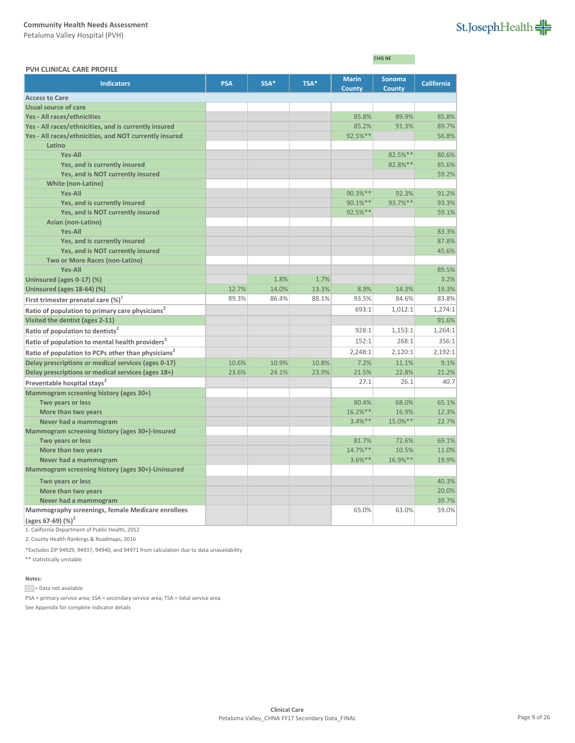Community Health Needs Assessment
Petaluma Valley Hospital (PVH)

CHIS NE

**PVH CLINICAL CARE PROFILE**

| Indicators | PSA | SSA* | TSA* | Marin County | Sonoma County | California |
|---|---|---|---|---|---|---|
| **Access to Care** | | | | | | |
| **Usual source of care** | | | | | | |
| **Yes - All races/ethnicities** | | | | 85.8% | 89.9% | 85.8% |
| **Yes - All races/ethnicities, and is currently insured** | | | | 85.2% | 91.3% | 89.7% |
| **Yes - All races/ethnicities, and NOT currently insured** | | | | 92.5%** | | 56.8% |
| **Latino** | | | | | | |
| **Yes-All** | | | | | 82.5%** | 80.6% |
| **Yes, and is currently insured** | | | | | 82.8%** | 85.6% |
| **Yes, and is NOT currently insured** | | | | | | 59.2% |
| **White (non-Latino)** | | | | | | |
| **Yes-All** | | | | 90.3%** | 92.3% | 91.2% |
| **Yes, and is currently insured** | | | | 90.1%** | 93.7%** | 93.3% |
| **Yes, and is NOT currently insured** | | | | 92.5%** | | 59.1% |
| **Asian (non-Latino)** | | | | | | |
| **Yes-All** | | | | | | 83.3% |
| **Yes, and is currently insured** | | | | | | 87.8% |
| **Yes, and is NOT currently insured** | | | | | | 45.6% |
| **Two or More Races (non-Latino)** | | | | | | |
| **Yes-All** | | | | | | 89.5% |
| **Uninsured (ages 0-17) (%)** | | 1.8% | 1.7% | | | 3.2% |
| **Uninsured (ages 18-64) (%)** | 12.7% | 14.0% | 13.3% | 8.9% | 14.3% | 19.3% |
| **First trimester prenatal care (%)[1]** | 89.3% | 86.4% | 88.1% | 93.5% | 84.6% | 83.8% |
| **Ratio of population to primary care physicians[2]** | | | | 693:1 | 1,012:1 | 1,274:1 |
| **Visited the dentist (ages 2-11)** | | | | | | 91.6% |
| **Ratio of population to dentists[2]** | | | | 928:1 | 1,153:1 | 1,264:1 |
| **Ratio of population to mental health providers[2]** | | | | 152:1 | 268:1 | 356:1 |
| **Ratio of population to PCPs other than physicians[2]** | | | | 2,248:1 | 2,120:1 | 2,192:1 |
| **Delay prescriptions or medical services (ages 0-17)** | 10.6% | 10.9% | 10.8% | 7.2% | 11.1% | 9.1% |
| **Delay prescriptions or medical services (ages 18+)** | 23.6% | 24.1% | 23.9% | 21.5% | 22.8% | 21.2% |
| **Preventable hospital stays[2]** | | | | 27.1 | 26.1 | 40.7 |
| **Mammogram screening history (ages 30+)** | | | | | | |
| **Two years or less** | | | | 80.4% | 68.0% | 65.1% |
| **More than two years** | | | | 16.2%** | 16.9% | 12.3% |
| **Never had a mammogram** | | | | 3.4%** | 15.0%** | 22.7% |
| **Mammogram screening history (ages 30+)-Insured** | | | | | | |
| **Two years or less** | | | | 81.7% | 72.6% | 69.1% |
| **More than two years** | | | | 14.7%** | 10.5% | 11.0% |
| **Never had a mammogram** | | | | 3.6%** | 16.9%** | 19.9% |
| **Mammogram screening history (ages 30+)-Uninsured** | | | | | | |
| **Two years or less** | | | | | | 40.3% |
| **More than two years** | | | | | | 20.0% |
| **Never had a mammogram** | | | | | | 39.7% |
| **Mammography screenings, female Medicare enrollees (ages 67-69) (%)[2]** | | | | 65.0% | 63.0% | 59.0% |

1. California Department of Public Health, 2012
2. County Health Rankings & Roadmaps, 2016

*Excludes ZIP 94929, 94937, 94940, and 94971 from calculation due to data unavailability

** statistically unstable

**Notes:**

= Data not available

PSA = primary service area; SSA = secondary service area; TSA = total service area

See Appendix for complete indicator details

Clinical Care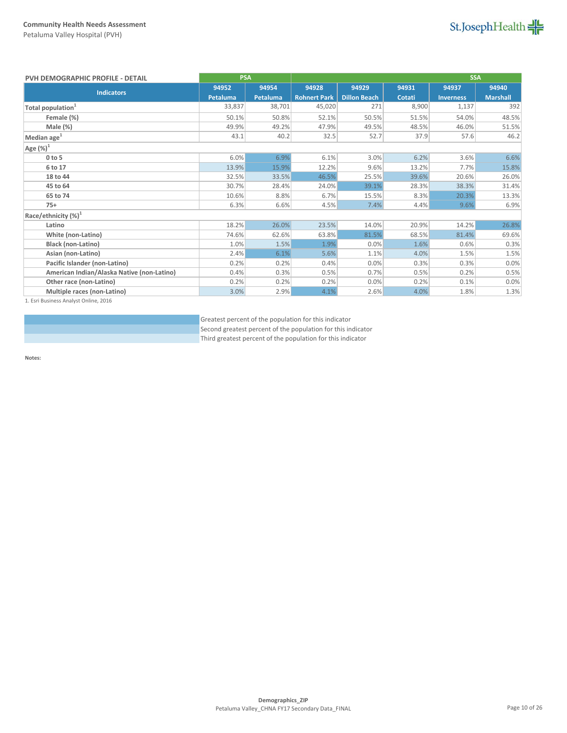## PVH DEMOGRAPHIC PROFILE - DETAIL

| Indicators | PSA | | SSA | | | | |
|---|---|---|---|---|---|---|---|
| | 94952 Petaluma | 94954 Petaluma | 94928 Rohnert Park | 94929 Dillon Beach | 94931 Cotati | 94937 Inverness | 94940 Marshall |
| **Total population**[1] | 33,837 | 38,701 | 45,020 | 271 | 8,900 | 1,137 | 392 |
| **Female (%)** | 50.1% | 50.8% | 52.1% | 50.5% | 51.5% | 54.0% | 48.5% |
| **Male (%)** | 49.9% | 49.2% | 47.9% | 49.5% | 48.5% | 46.0% | 51.5% |
| **Median age**[1] | 43.1 | 40.2 | 32.5 | 52.7 | 37.9 | 57.6 | 46.2 |
| **Age (%)**[1] | | | | | | | |
| **0 to 5** | 6.0% | 6.9% | 6.1% | 3.0% | 6.2% | 3.6% | 6.6% |
| **6 to 17** | 13.9% | 15.9% | 12.2% | 9.6% | 13.2% | 7.7% | 15.8% |
| **18 to 44** | 32.5% | 33.5% | 46.5% | 25.5% | 39.6% | 20.6% | 26.0% |
| **45 to 64** | 30.7% | 28.4% | 24.0% | 39.1% | 28.3% | 38.3% | 31.4% |
| **65 to 74** | 10.6% | 8.8% | 6.7% | 15.5% | 8.3% | 20.3% | 13.3% |
| **75+** | 6.3% | 6.6% | 4.5% | 7.4% | 4.4% | 9.6% | 6.9% |
| **Race/ethnicity (%)**[1] | | | | | | | |
| **Latino** | 18.2% | 26.0% | 23.5% | 14.0% | 20.9% | 14.2% | 26.8% |
| **White (non-Latino)** | 74.6% | 62.6% | 63.8% | 81.5% | 68.5% | 81.4% | 69.6% |
| **Black (non-Latino)** | 1.0% | 1.5% | 1.9% | 0.0% | 1.6% | 0.6% | 0.3% |
| **Asian (non-Latino)** | 2.4% | 6.1% | 5.6% | 1.1% | 4.0% | 1.5% | 1.5% |
| **Pacific Islander (non-Latino)** | 0.2% | 0.2% | 0.4% | 0.0% | 0.3% | 0.3% | 0.0% |
| **American Indian/Alaska Native (non-Latino)** | 0.4% | 0.3% | 0.5% | 0.7% | 0.5% | 0.2% | 0.5% |
| **Other race (non-Latino)** | 0.2% | 0.2% | 0.2% | 0.0% | 0.2% | 0.1% | 0.0% |
| **Multiple races (non-Latino)** | 3.0% | 2.9% | 4.1% | 2.6% | 4.0% | 1.8% | 1.3% |

1. Esri Business Analyst Online, 2016

Greatest percent of the population for this indicator
Second greatest percent of the population for this indicator
Third greatest percent of the population for this indicator

**Notes:**

Demographics_ZIP
Petaluma Valley_CHNA FY17 Secondary Data_FINAL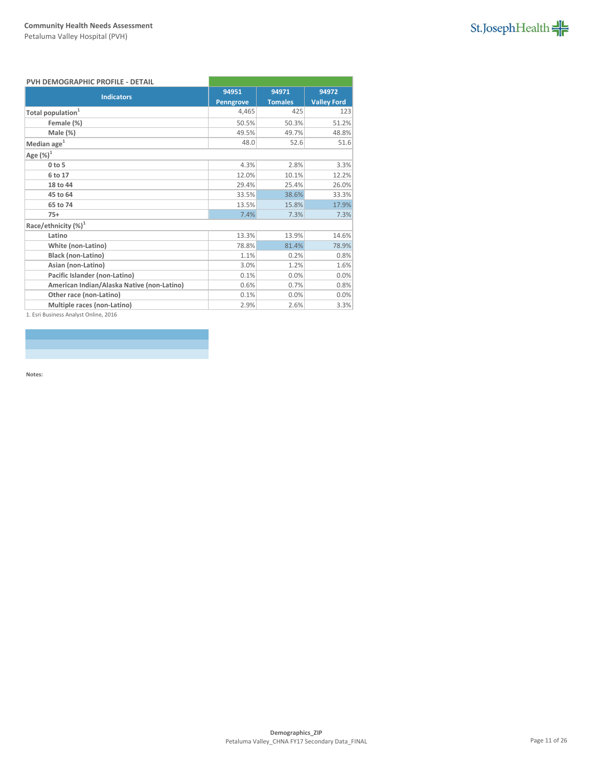**Community Health Needs Assessment**
Petaluma Valley Hospital (PVH)

**PVH DEMOGRAPHIC PROFILE - DETAIL**

| Indicators | 94951 Penngrove | 94971 Tomales | 94972 Valley Ford |
|---|---|---|---|
| **Total population**[1] | 4,465 | 425 | 123 |
| **Female (%)** | 50.5% | 50.3% | 51.2% |
| **Male (%)** | 49.5% | 49.7% | 48.8% |
| **Median age**[1] | 48.0 | 52.6 | 51.6 |
| **Age (%)**[1] | | | |
| **0 to 5** | 4.3% | 2.8% | 3.3% |
| **6 to 17** | 12.0% | 10.1% | 12.2% |
| **18 to 44** | 29.4% | 25.4% | 26.0% |
| **45 to 64** | 33.5% | 38.6% | 33.3% |
| **65 to 74** | 13.5% | 15.8% | 17.9% |
| **75+** | 7.4% | 7.3% | 7.3% |
| **Race/ethnicity (%)**[1] | | | |
| **Latino** | 13.3% | 13.9% | 14.6% |
| **White (non-Latino)** | 78.8% | 81.4% | 78.9% |
| **Black (non-Latino)** | 1.1% | 0.2% | 0.8% |
| **Asian (non-Latino)** | 3.0% | 1.2% | 1.6% |
| **Pacific Islander (non-Latino)** | 0.1% | 0.0% | 0.0% |
| **American Indian/Alaska Native (non-Latino)** | 0.6% | 0.7% | 0.8% |
| **Other race (non-Latino)** | 0.1% | 0.0% | 0.0% |
| **Multiple races (non-Latino)** | 2.9% | 2.6% | 3.3% |

1. Esri Business Analyst Online, 2016

**Notes:**

Demographics_ZIP
Petaluma Valley_CHNA FY17 Secondary Data_FINAL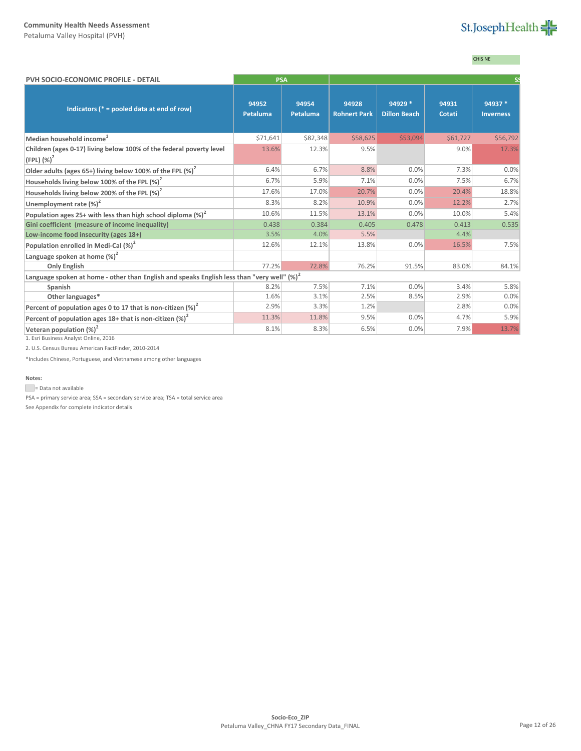Community Health Needs Assessment
Petaluma Valley Hospital (PVH)

CHIS NE

| PVH SOCIO-ECONOMIC PROFILE - DETAIL | PSA | | SS | | | |
|---|---|---|---|---|---|---|
| **Indicators (* = pooled data at end of row)** | **94952 Petaluma** | **94954 Petaluma** | **94928 Rohnert Park** | **94929 * Dillon Beach** | **94931 Cotati** | **94937 * Inverness** |
| **Median household income[1]** | $71,641 | $82,348 | $58,625 | $53,094 | $61,727 | $56,792 |
| **Children (ages 0-17) living below 100% of the federal poverty level (FPL) (%)[2]** | 13.6% | 12.3% | 9.5% | | 9.0% | 17.3% |
| **Older adults (ages 65+) living below 100% of the FPL (%)[2]** | 6.4% | 6.7% | 8.8% | 0.0% | 7.3% | 0.0% |
| **Households living below 100% of the FPL (%)[2]** | 6.7% | 5.9% | 7.1% | 0.0% | 7.5% | 6.7% |
| **Households living below 200% of the FPL (%)[2]** | 17.6% | 17.0% | 20.7% | 0.0% | 20.4% | 18.8% |
| **Unemployment rate (%)[2]** | 8.3% | 8.2% | 10.9% | 0.0% | 12.2% | 2.7% |
| **Population ages 25+ with less than high school diploma (%)[2]** | 10.6% | 11.5% | 13.1% | 0.0% | 10.0% | 5.4% |
| **Gini coefficient (measure of income inequality)** | 0.438 | 0.384 | 0.405 | 0.478 | 0.413 | 0.535 |
| **Low-income food insecurity (ages 18+)** | 3.5% | 4.0% | 5.5% | | 4.4% | |
| **Population enrolled in Medi-Cal (%)[2]** | 12.6% | 12.1% | 13.8% | 0.0% | 16.5% | 7.5% |
| **Language spoken at home (%)[2]** | | | | | | |
| **Only English** | 77.2% | 72.8% | 76.2% | 91.5% | 83.0% | 84.1% |
| **Language spoken at home - other than English and speaks English less than "very well" (%)[2]** | | | | | | |
| **Spanish** | 8.2% | 7.5% | 7.1% | 0.0% | 3.4% | 5.8% |
| **Other languages*** | 1.6% | 3.1% | 2.5% | 8.5% | 2.9% | 0.0% |
| **Percent of population ages 0 to 17 that is non-citizen (%)[2]** | 2.9% | 3.3% | 1.2% | | 2.8% | 0.0% |
| **Percent of population ages 18+ that is non-citizen (%)[2]** | 11.3% | 11.8% | 9.5% | 0.0% | 4.7% | 5.9% |
| **Veteran population (%)[2]** | 8.1% | 8.3% | 6.5% | 0.0% | 7.9% | 13.7% |

1. Esri Business Analyst Online, 2016

2. U.S. Census Bureau American FactFinder, 2010-2014

*Includes Chinese, Portuguese, and Vietnamese among other languages

**Notes:**

= Data not available

PSA = primary service area; SSA = secondary service area; TSA = total service area

See Appendix for complete indicator details

Socio-Eco_ZIP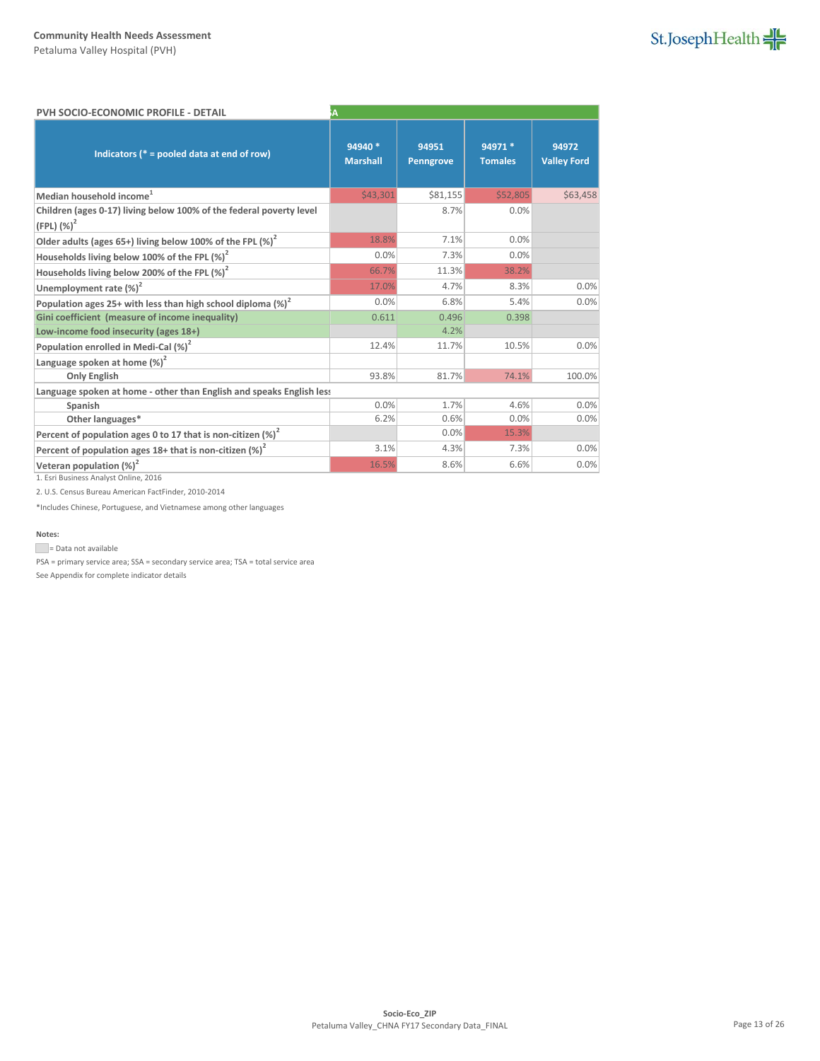**Community Health Needs Assessment**
Petaluma Valley Hospital (PVH)

**PVH SOCIO-ECONOMIC PROFILE - DETAIL**

| Indicators (* = pooled data at end of row) | 94940 * Marshall | 94951 Penngrove | 94971 * Tomales | 94972 Valley Ford |
|---|---|---|---|---|
| Median household income[1] | $43,301 | $81,155 | $52,805 | $63,458 |
| Children (ages 0-17) living below 100% of the federal poverty level (FPL) (%)[2] | | 8.7% | 0.0% | |
| Older adults (ages 65+) living below 100% of the FPL (%)[2] | 18.8% | 7.1% | 0.0% | |
| Households living below 100% of the FPL (%)[2] | 0.0% | 7.3% | 0.0% | |
| Households living below 200% of the FPL (%)[2] | 66.7% | 11.3% | 38.2% | |
| Unemployment rate (%)[2] | 17.0% | 4.7% | 8.3% | 0.0% |
| Population ages 25+ with less than high school diploma (%)[2] | 0.0% | 6.8% | 5.4% | 0.0% |
| Gini coefficient (measure of income inequality) | 0.611 | 0.496 | 0.398 | |
| Low-income food insecurity (ages 18+) | | 4.2% | | |
| Population enrolled in Medi-Cal (%)[2] | 12.4% | 11.7% | 10.5% | 0.0% |
| Language spoken at home (%)[2] | | | | |
| Only English | 93.8% | 81.7% | 74.1% | 100.0% |
| Language spoken at home - other than English and speaks English less | | | | |
| Spanish | 0.0% | 1.7% | 4.6% | 0.0% |
| Other languages* | 6.2% | 0.6% | 0.0% | 0.0% |
| Percent of population ages 0 to 17 that is non-citizen (%)[2] | | 0.0% | 15.3% | |
| Percent of population ages 18+ that is non-citizen (%)[2] | 3.1% | 4.3% | 7.3% | 0.0% |
| Veteran population (%)[2] | 16.5% | 8.6% | 6.6% | 0.0% |

1. Esri Business Analyst Online, 2016

2. U.S. Census Bureau American FactFinder, 2010-2014

*Includes Chinese, Portuguese, and Vietnamese among other languages

**Notes:**

= Data not available

PSA = primary service area; SSA = secondary service area; TSA = total service area

See Appendix for complete indicator details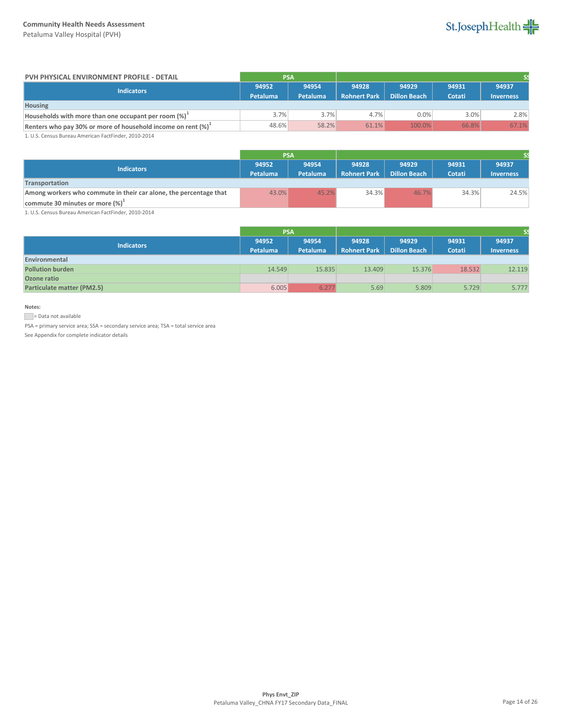**Community Health Needs Assessment**
Petaluma Valley Hospital (PVH)

### PVH PHYSICAL ENVIRONMENT PROFILE - DETAIL

| Indicators | PSA | | SS | | | |
|---|---|---|---|---|---|---|
| | 94952 Petaluma | 94954 Petaluma | 94928 Rohnert Park | 94929 Dillon Beach | 94931 Cotati | 94937 Inverness |
| **Housing** | | | | | | |
| Households with more than one occupant per room (%)[1] | 3.7% | 3.7% | 4.7% | 0.0% | 3.0% | 2.8% |
| Renters who pay 30% or more of household income on rent (%)[1] | 48.6% | 58.2% | 61.1% | 100.0% | 66.8% | 67.1% |

1. U.S. Census Bureau American FactFinder, 2010-2014

| Indicators | PSA | | SS | | | |
|---|---|---|---|---|---|---|
| | 94952 Petaluma | 94954 Petaluma | 94928 Rohnert Park | 94929 Dillon Beach | 94931 Cotati | 94937 Inverness |
| **Transportation** | | | | | | |
| Among workers who commute in their car alone, the percentage that commute 30 minutes or more (%)[1] | 43.0% | 45.2% | 34.3% | 46.7% | 34.3% | 24.5% |

1. U.S. Census Bureau American FactFinder, 2010-2014

| Indicators | PSA | | SS | | | |
|---|---|---|---|---|---|---|
| | 94952 Petaluma | 94954 Petaluma | 94928 Rohnert Park | 94929 Dillon Beach | 94931 Cotati | 94937 Inverness |
| **Environmental** | | | | | | |
| Pollution burden | 14.549 | 15.835 | 13.409 | 15.376 | 18.532 | 12.119 |
| Ozone ratio | | | | | | |
| Particulate matter (PM2.5) | 6.005 | 6.277 | 5.69 | 5.809 | 5.729 | 5.777 |

**Notes:**

= Data not available

PSA = primary service area; SSA = secondary service area; TSA = total service area

See Appendix for complete indicator details

**Phys Envt_ZIP**
Petaluma Valley_CHNA FY17 Secondary Data_FINAL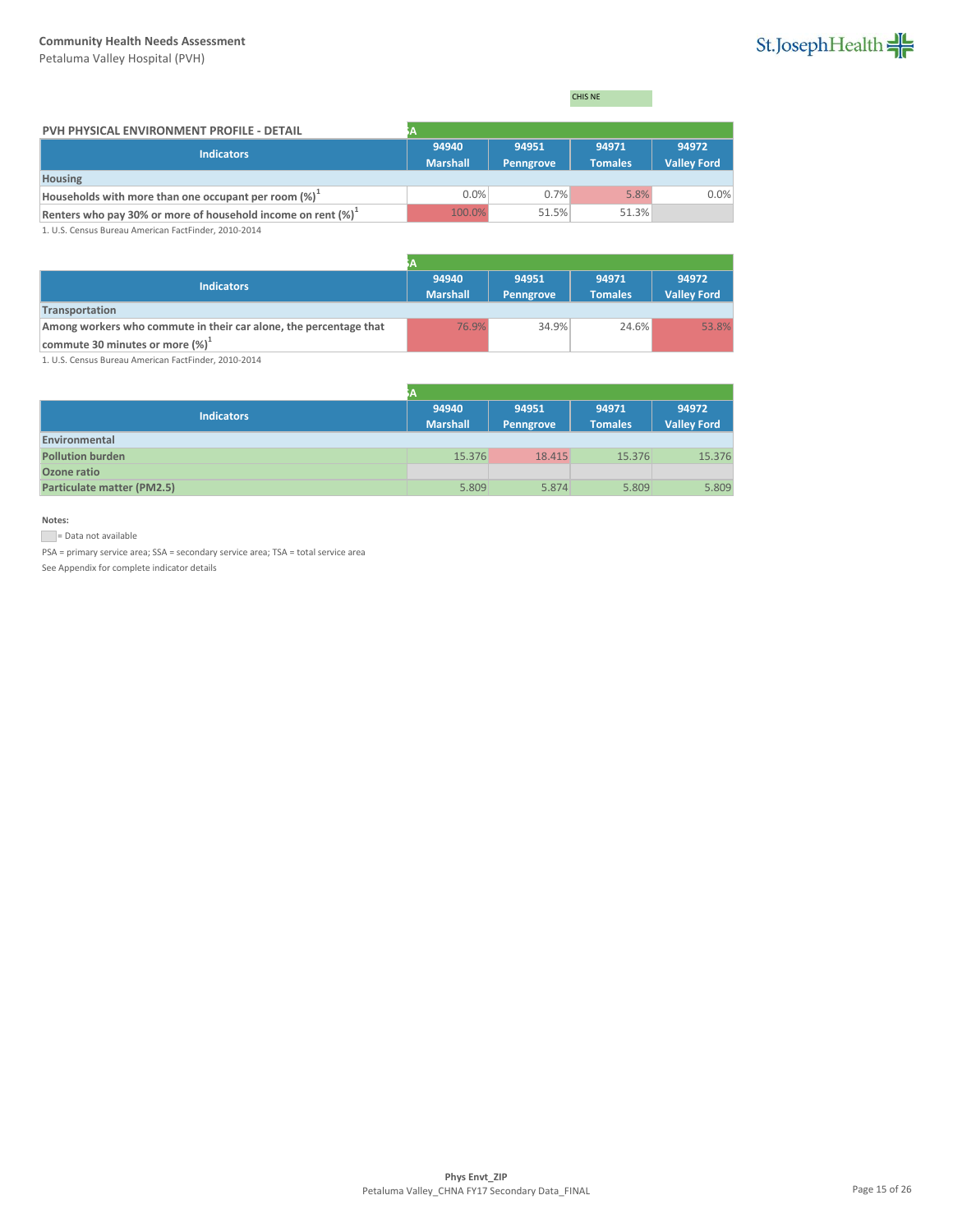CHIS NE

**PVH PHYSICAL ENVIRONMENT PROFILE - DETAIL**

| Indicators | 94940 Marshall | 94951 Penngrove | 94971 Tomales | 94972 Valley Ford |
|---|---|---|---|---|
| **Housing** | | | | |
| Households with more than one occupant per room (%)[1] | 0.0% | 0.7% | 5.8% | 0.0% |
| Renters who pay 30% or more of household income on rent (%)[1] | 100.0% | 51.5% | 51.3% | |

1. U.S. Census Bureau American FactFinder, 2010-2014

| Indicators | 94940 Marshall | 94951 Penngrove | 94971 Tomales | 94972 Valley Ford |
|---|---|---|---|---|
| **Transportation** | | | | |
| Among workers who commute in their car alone, the percentage that commute 30 minutes or more (%)[1] | 76.9% | 34.9% | 24.6% | 53.8% |

1. U.S. Census Bureau American FactFinder, 2010-2014

| Indicators | 94940 Marshall | 94951 Penngrove | 94971 Tomales | 94972 Valley Ford |
|---|---|---|---|---|
| **Environmental** | | | | |
| Pollution burden | 15.376 | 18.415 | 15.376 | 15.376 |
| Ozone ratio | | | | |
| Particulate matter (PM2.5) | 5.809 | 5.874 | 5.809 | 5.809 |

**Notes:**

= Data not available

PSA = primary service area; SSA = secondary service area; TSA = total service area

See Appendix for complete indicator details

Phys Envt_ZIP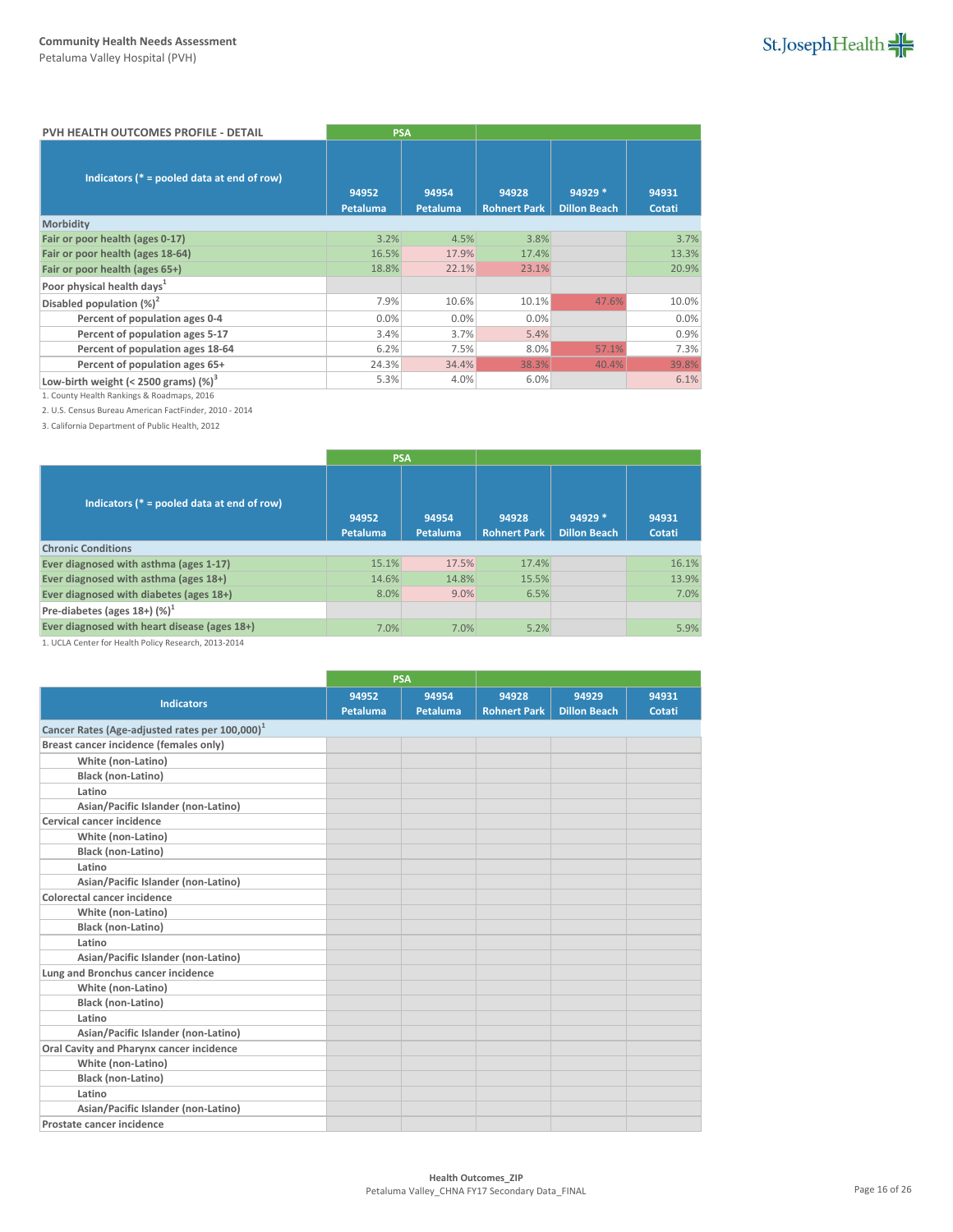Community Health Needs Assessment
Petaluma Valley Hospital (PVH)

| PVH HEALTH OUTCOMES PROFILE - DETAIL | PSA | | | | |
|---|---|---|---|---|---|
| Indicators (* = pooled data at end of row) | 94952 Petaluma | 94954 Petaluma | 94928 Rohnert Park | 94929 * Dillon Beach | 94931 Cotati |
| **Morbidity** | | | | | |
| Fair or poor health (ages 0-17) | 3.2% | 4.5% | 3.8% | | 3.7% |
| Fair or poor health (ages 18-64) | 16.5% | 17.9% | 17.4% | | 13.3% |
| Fair or poor health (ages 65+) | 18.8% | 22.1% | 23.1% | | 20.9% |
| Poor physical health days[1] | | | | | |
| Disabled population (%)[2] | 7.9% | 10.6% | 10.1% | 47.6% | 10.0% |
| Percent of population ages 0-4 | 0.0% | 0.0% | 0.0% | | 0.0% |
| Percent of population ages 5-17 | 3.4% | 3.7% | 5.4% | | 0.9% |
| Percent of population ages 18-64 | 6.2% | 7.5% | 8.0% | 57.1% | 7.3% |
| Percent of population ages 65+ | 24.3% | 34.4% | 38.3% | 40.4% | 39.8% |
| Low-birth weight (< 2500 grams) (%)[3] | 5.3% | 4.0% | 6.0% | | 6.1% |

1. County Health Rankings & Roadmaps, 2016

2. U.S. Census Bureau American FactFinder, 2010 - 2014

3. California Department of Public Health, 2012

| | PSA | | | | |
|---|---|---|---|---|---|
| Indicators (* = pooled data at end of row) | 94952 Petaluma | 94954 Petaluma | 94928 Rohnert Park | 94929 * Dillon Beach | 94931 Cotati |
| **Chronic Conditions** | | | | | |
| Ever diagnosed with asthma (ages 1-17) | 15.1% | 17.5% | 17.4% | | 16.1% |
| Ever diagnosed with asthma (ages 18+) | 14.6% | 14.8% | 15.5% | | 13.9% |
| Ever diagnosed with diabetes (ages 18+) | 8.0% | 9.0% | 6.5% | | 7.0% |
| Pre-diabetes (ages 18+) (%)[1] | | | | | |
| Ever diagnosed with heart disease (ages 18+) | 7.0% | 7.0% | 5.2% | | 5.9% |

1. UCLA Center for Health Policy Research, 2013-2014

| | PSA | | | | |
|---|---|---|---|---|---|
| Indicators | 94952 Petaluma | 94954 Petaluma | 94928 Rohnert Park | 94929 Dillon Beach | 94931 Cotati |
| **Cancer Rates (Age-adjusted rates per 100,000)[1]** | | | | | |
| Breast cancer incidence (females only) | | | | | |
| White (non-Latino) | | | | | |
| Black (non-Latino) | | | | | |
| Latino | | | | | |
| Asian/Pacific Islander (non-Latino) | | | | | |
| Cervical cancer incidence | | | | | |
| White (non-Latino) | | | | | |
| Black (non-Latino) | | | | | |
| Latino | | | | | |
| Asian/Pacific Islander (non-Latino) | | | | | |
| Colorectal cancer incidence | | | | | |
| White (non-Latino) | | | | | |
| Black (non-Latino) | | | | | |
| Latino | | | | | |
| Asian/Pacific Islander (non-Latino) | | | | | |
| Lung and Bronchus cancer incidence | | | | | |
| White (non-Latino) | | | | | |
| Black (non-Latino) | | | | | |
| Latino | | | | | |
| Asian/Pacific Islander (non-Latino) | | | | | |
| Oral Cavity and Pharynx cancer incidence | | | | | |
| White (non-Latino) | | | | | |
| Black (non-Latino) | | | | | |
| Latino | | | | | |
| Asian/Pacific Islander (non-Latino) | | | | | |
| Prostate cancer incidence | | | | | |

Health Outcomes_ZIP
Petaluma Valley_CHNA FY17 Secondary Data_FINAL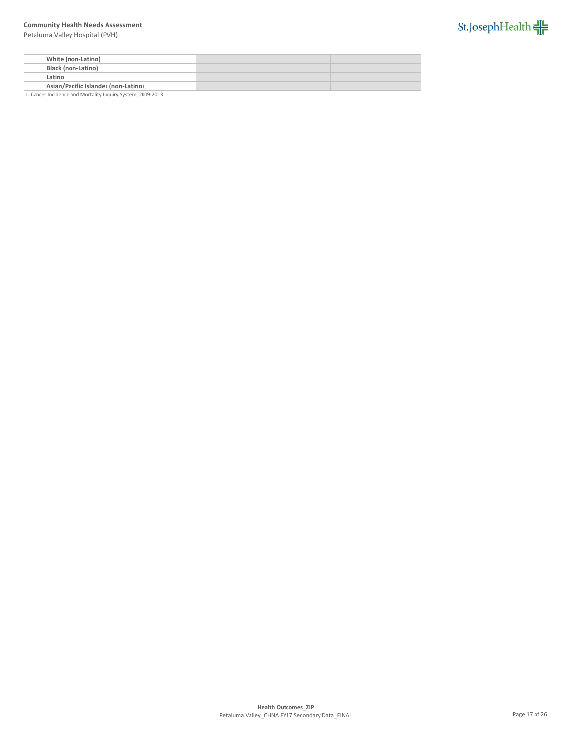| | | | | | |
|---|---|---|---|---|---|
| **White (non-Latino)** | | | | | |
| **Black (non-Latino)** | | | | | |
| **Latino** | | | | | |
| **Asian/Pacific Islander (non-Latino)** | | | | | |

1. Cancer Incidence and Mortality Inquiry System, 2009-2013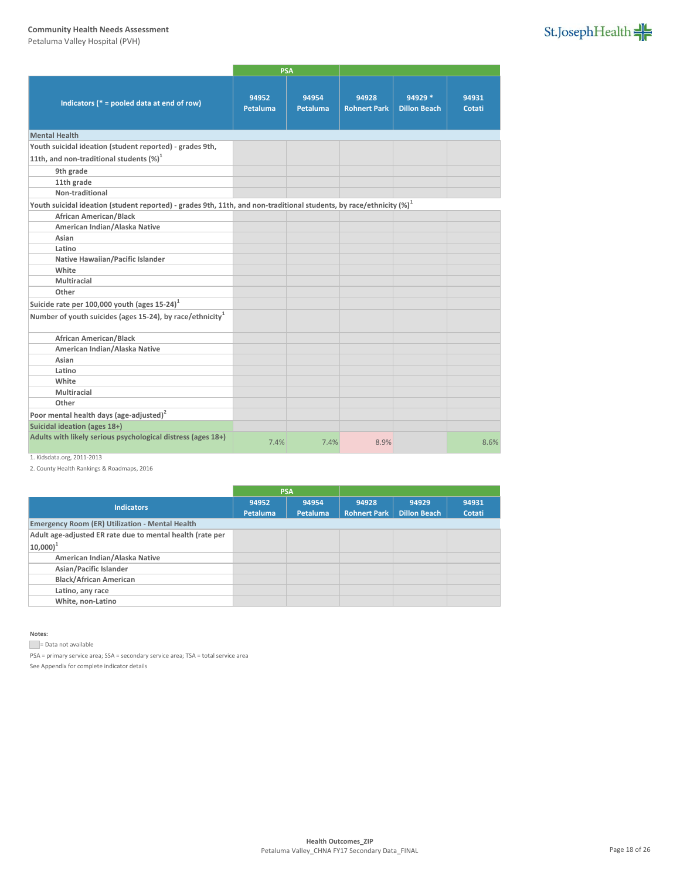**Community Health Needs Assessment**
Petaluma Valley Hospital (PVH)

| Indicators (* = pooled data at end of row) | PSA | | | | |
|---|---|---|---|---|---|
| | 94952 Petaluma | 94954 Petaluma | 94928 Rohnert Park | 94929 * Dillon Beach | 94931 Cotati |
| **Mental Health** | | | | | |
| Youth suicidal ideation (student reported) - grades 9th, 11th, and non-traditional students (%)[1] | | | | | |
| 9th grade | | | | | |
| 11th grade | | | | | |
| Non-traditional | | | | | |
| Youth suicidal ideation (student reported) - grades 9th, 11th, and non-traditional students, by race/ethnicity (%)[1] | | | | | |
| African American/Black | | | | | |
| American Indian/Alaska Native | | | | | |
| Asian | | | | | |
| Latino | | | | | |
| Native Hawaiian/Pacific Islander | | | | | |
| White | | | | | |
| Multiracial | | | | | |
| Other | | | | | |
| Suicide rate per 100,000 youth (ages 15-24)[1] | | | | | |
| Number of youth suicides (ages 15-24), by race/ethnicity[1] | | | | | |
| African American/Black | | | | | |
| American Indian/Alaska Native | | | | | |
| Asian | | | | | |
| Latino | | | | | |
| White | | | | | |
| Multiracial | | | | | |
| Other | | | | | |
| Poor mental health days (age-adjusted)[2] | | | | | |
| Suicidal ideation (ages 18+) | | | | | |
| Adults with likely serious psychological distress (ages 18+) | 7.4% | 7.4% | 8.9% | | 8.6% |

1. Kidsdata.org, 2011-2013
2. County Health Rankings & Roadmaps, 2016

| Indicators | PSA | | | | |
|---|---|---|---|---|---|
| | 94952 Petaluma | 94954 Petaluma | 94928 Rohnert Park | 94929 Dillon Beach | 94931 Cotati |
| **Emergency Room (ER) Utilization - Mental Health** | | | | | |
| Adult age-adjusted ER rate due to mental health (rate per 10,000)[1] | | | | | |
| American Indian/Alaska Native | | | | | |
| Asian/Pacific Islander | | | | | |
| Black/African American | | | | | |
| Latino, any race | | | | | |
| White, non-Latino | | | | | |

**Notes:**

= Data not available

PSA = primary service area; SSA = secondary service area; TSA = total service area

See Appendix for complete indicator details

**Health Outcomes_ZIP**
Petaluma Valley_CHNA FY17 Secondary Data_FINAL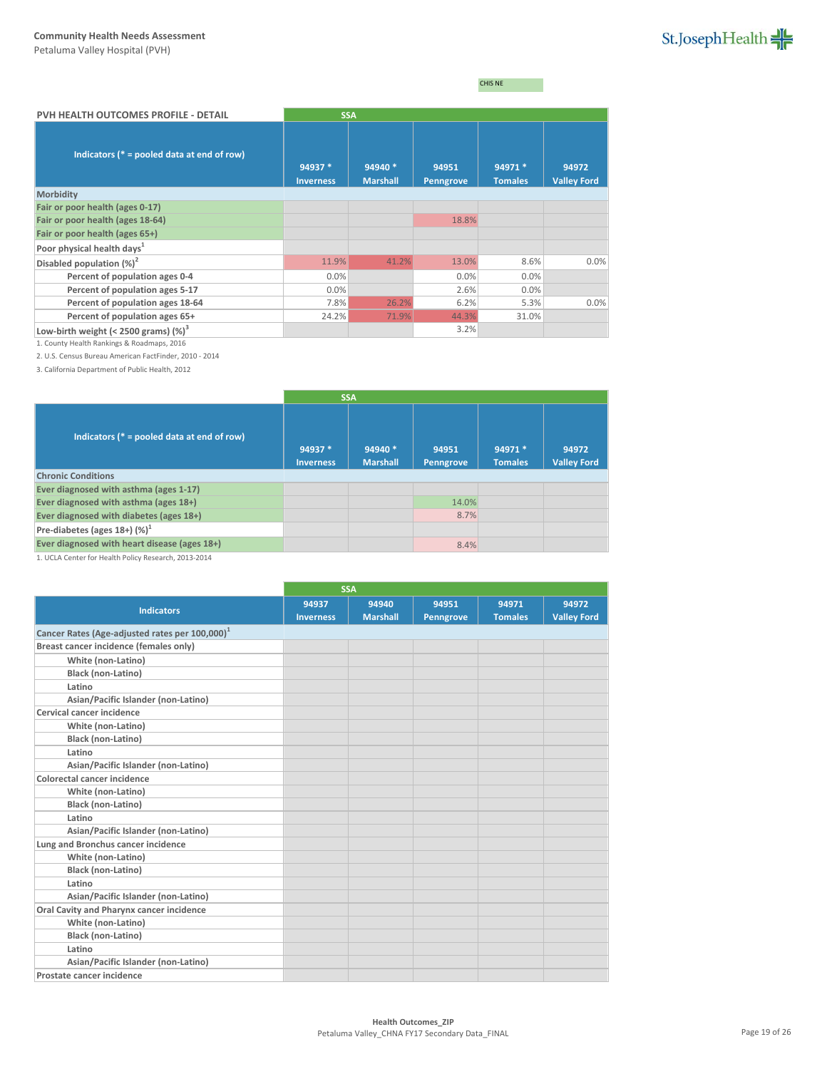Community Health Needs Assessment
Petaluma Valley Hospital (PVH)

CHIS NE

| PVH HEALTH OUTCOMES PROFILE - DETAIL | SSA | | | | |
|---|---|---|---|---|---|
| Indicators (* = pooled data at end of row) | 94937 * Inverness | 94940 * Marshall | 94951 Penngrove | 94971 * Tomales | 94972 Valley Ford |
| **Morbidity** | | | | | |
| Fair or poor health (ages 0-17) | | | | | |
| Fair or poor health (ages 18-64) | | | 18.8% | | |
| Fair or poor health (ages 65+) | | | | | |
| Poor physical health days[1] | | | | | |
| Disabled population (%)[2] | 11.9% | 41.2% | 13.0% | 8.6% | 0.0% |
| Percent of population ages 0-4 | 0.0% | | 0.0% | 0.0% | |
| Percent of population ages 5-17 | 0.0% | | 2.6% | 0.0% | |
| Percent of population ages 18-64 | 7.8% | 26.2% | 6.2% | 5.3% | 0.0% |
| Percent of population ages 65+ | 24.2% | 71.9% | 44.3% | 31.0% | |
| Low-birth weight (< 2500 grams) (%)[3] | | | 3.2% | | |

1. County Health Rankings & Roadmaps, 2016

2. U.S. Census Bureau American FactFinder, 2010 - 2014

3. California Department of Public Health, 2012

| | SSA | | | | |
|---|---|---|---|---|---|
| Indicators (* = pooled data at end of row) | 94937 * Inverness | 94940 * Marshall | 94951 Penngrove | 94971 * Tomales | 94972 Valley Ford |
| **Chronic Conditions** | | | | | |
| Ever diagnosed with asthma (ages 1-17) | | | | | |
| Ever diagnosed with asthma (ages 18+) | | | 14.0% | | |
| Ever diagnosed with diabetes (ages 18+) | | | 8.7% | | |
| Pre-diabetes (ages 18+) (%)[1] | | | | | |
| Ever diagnosed with heart disease (ages 18+) | | | 8.4% | | |

1. UCLA Center for Health Policy Research, 2013-2014

| | SSA | | | | |
|---|---|---|---|---|---|
| Indicators | 94937 Inverness | 94940 Marshall | 94951 Penngrove | 94971 Tomales | 94972 Valley Ford |
| **Cancer Rates (Age-adjusted rates per 100,000)[1]** | | | | | |
| Breast cancer incidence (females only) | | | | | |
| White (non-Latino) | | | | | |
| Black (non-Latino) | | | | | |
| Latino | | | | | |
| Asian/Pacific Islander (non-Latino) | | | | | |
| Cervical cancer incidence | | | | | |
| White (non-Latino) | | | | | |
| Black (non-Latino) | | | | | |
| Latino | | | | | |
| Asian/Pacific Islander (non-Latino) | | | | | |
| Colorectal cancer incidence | | | | | |
| White (non-Latino) | | | | | |
| Black (non-Latino) | | | | | |
| Latino | | | | | |
| Asian/Pacific Islander (non-Latino) | | | | | |
| Lung and Bronchus cancer incidence | | | | | |
| White (non-Latino) | | | | | |
| Black (non-Latino) | | | | | |
| Latino | | | | | |
| Asian/Pacific Islander (non-Latino) | | | | | |
| Oral Cavity and Pharynx cancer incidence | | | | | |
| White (non-Latino) | | | | | |
| Black (non-Latino) | | | | | |
| Latino | | | | | |
| Asian/Pacific Islander (non-Latino) | | | | | |
| Prostate cancer incidence | | | | | |

Health Outcomes_ZIP
Petaluma Valley_CHNA FY17 Secondary Data_FINAL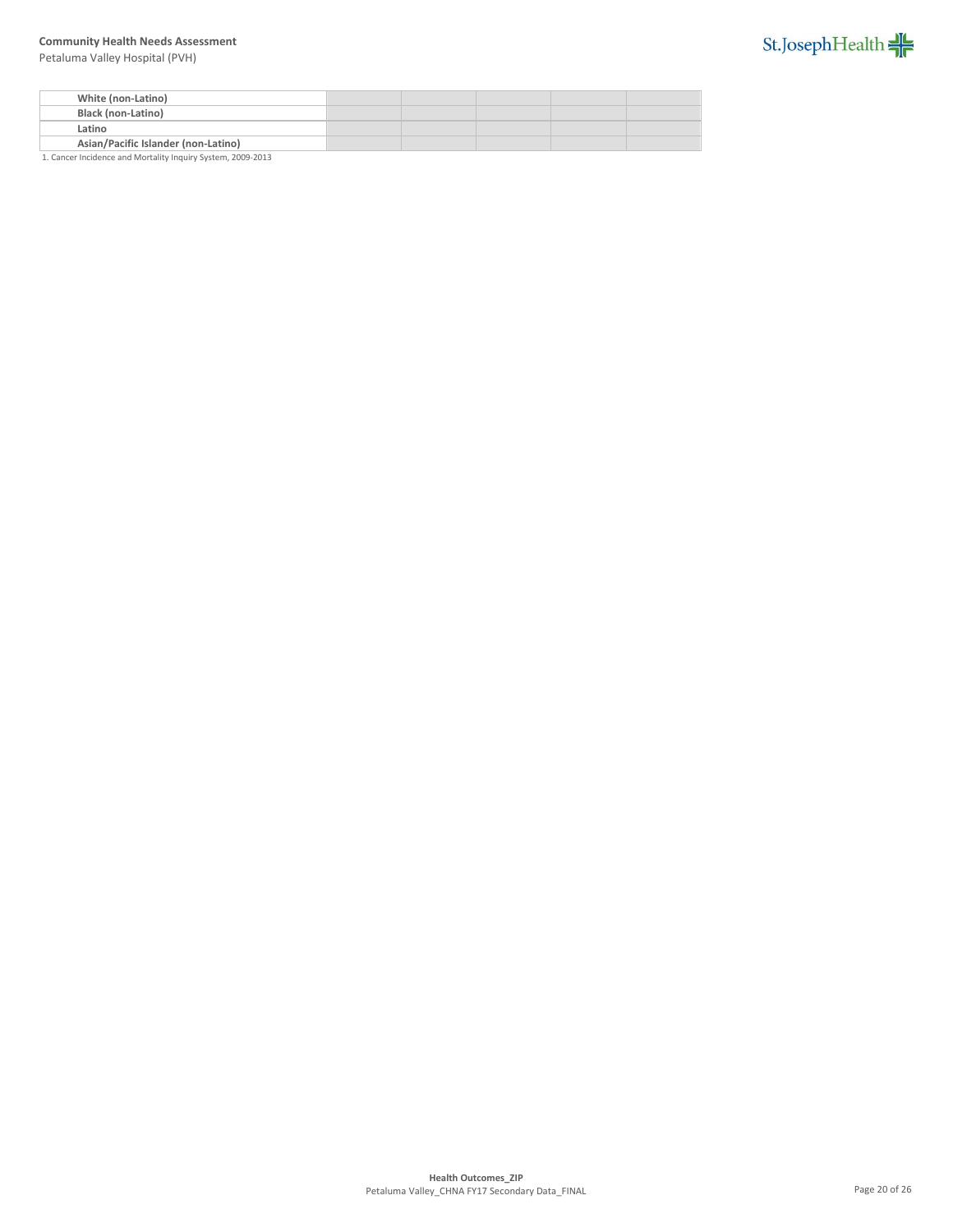| | | | | | |
|---|---|---|---|---|---|
| **White (non-Latino)** | | | | | |
| **Black (non-Latino)** | | | | | |
| **Latino** | | | | | |
| **Asian/Pacific Islander (non-Latino)** | | | | | |

1. Cancer Incidence and Mortality Inquiry System, 2009-2013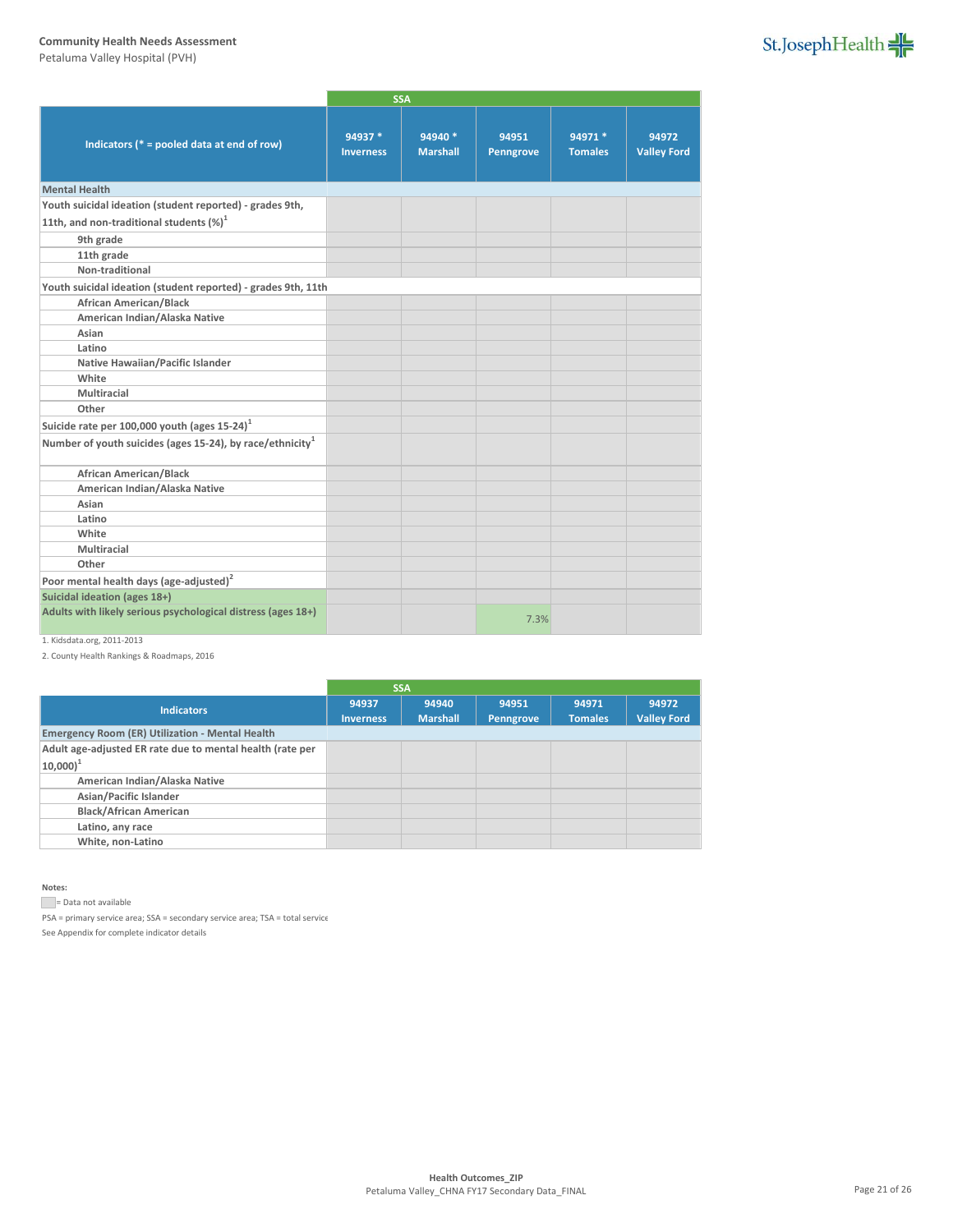**Community Health Needs Assessment**
Petaluma Valley Hospital (PVH)

| Indicators (* = pooled data at end of row) | SSA | | | | |
|---|---|---|---|---|---|
| | 94937 * Inverness | 94940 * Marshall | 94951 Penngrove | 94971 * Tomales | 94972 Valley Ford |
| **Mental Health** | | | | | |
| Youth suicidal ideation (student reported) - grades 9th, 11th, and non-traditional students (%)[1] | | | | | |
| 9th grade | | | | | |
| 11th grade | | | | | |
| Non-traditional | | | | | |
| Youth suicidal ideation (student reported) - grades 9th, 11th | | | | | |
| African American/Black | | | | | |
| American Indian/Alaska Native | | | | | |
| Asian | | | | | |
| Latino | | | | | |
| Native Hawaiian/Pacific Islander | | | | | |
| White | | | | | |
| Multiracial | | | | | |
| Other | | | | | |
| Suicide rate per 100,000 youth (ages 15-24)[1] | | | | | |
| Number of youth suicides (ages 15-24), by race/ethnicity[1] | | | | | |
| African American/Black | | | | | |
| American Indian/Alaska Native | | | | | |
| Asian | | | | | |
| Latino | | | | | |
| White | | | | | |
| Multiracial | | | | | |
| Other | | | | | |
| Poor mental health days (age-adjusted)[2] | | | | | |
| Suicidal ideation (ages 18+) | | | | | |
| Adults with likely serious psychological distress (ages 18+) | | | 7.3% | | |

1. Kidsdata.org, 2011-2013
2. County Health Rankings & Roadmaps, 2016

| Indicators | SSA | | | | |
|---|---|---|---|---|---|
| | 94937 Inverness | 94940 Marshall | 94951 Penngrove | 94971 Tomales | 94972 Valley Ford |
| **Emergency Room (ER) Utilization - Mental Health** | | | | | |
| Adult age-adjusted ER rate due to mental health (rate per 10,000)[1] | | | | | |
| American Indian/Alaska Native | | | | | |
| Asian/Pacific Islander | | | | | |
| Black/African American | | | | | |
| Latino, any race | | | | | |
| White, non-Latino | | | | | |

**Notes:**

= Data not available

PSA = primary service area; SSA = secondary service area; TSA = total service

See Appendix for complete indicator details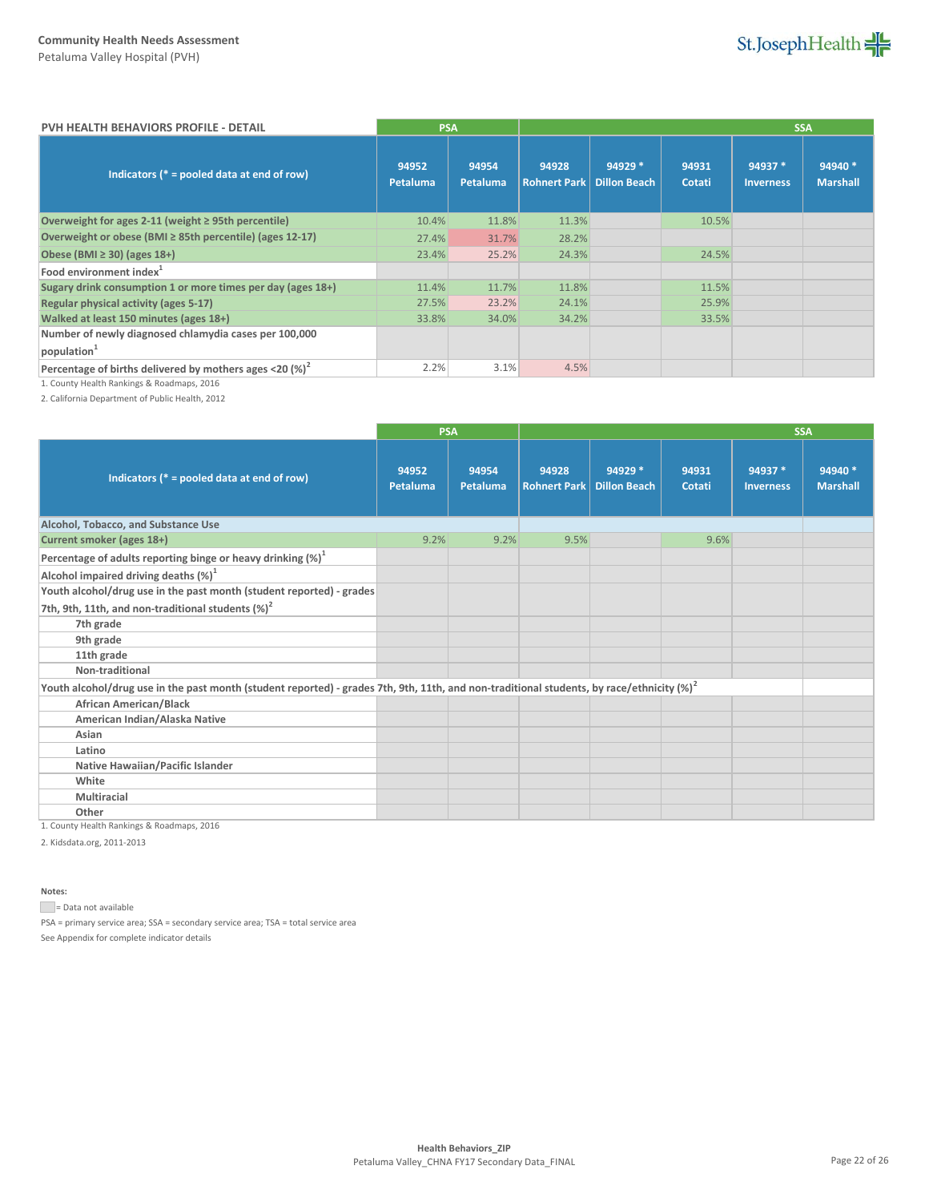| PVH HEALTH BEHAVIORS PROFILE - DETAIL | PSA | | SSA | | | | |
|---|---|---|---|---|---|---|---|
| Indicators (* = pooled data at end of row) | 94952 Petaluma | 94954 Petaluma | 94928 Rohnert Park | 94929 * Dillon Beach | 94931 Cotati | 94937 * Inverness | 94940 * Marshall |
| Overweight for ages 2-11 (weight ≥ 95th percentile) | 10.4% | 11.8% | 11.3% | | 10.5% | | |
| Overweight or obese (BMI ≥ 85th percentile) (ages 12-17) | 27.4% | 31.7% | 28.2% | | | | |
| Obese (BMI ≥ 30) (ages 18+) | 23.4% | 25.2% | 24.3% | | 24.5% | | |
| Food environment index[1] | | | | | | | |
| Sugary drink consumption 1 or more times per day (ages 18+) | 11.4% | 11.7% | 11.8% | | 11.5% | | |
| Regular physical activity (ages 5-17) | 27.5% | 23.2% | 24.1% | | 25.9% | | |
| Walked at least 150 minutes (ages 18+) | 33.8% | 34.0% | 34.2% | | 33.5% | | |
| Number of newly diagnosed chlamydia cases per 100,000 population[1] | | | | | | | |
| Percentage of births delivered by mothers ages <20 (%)[2] | 2.2% | 3.1% | 4.5% | | | | |

1. County Health Rankings & Roadmaps, 2016

2. California Department of Public Health, 2012

| | PSA | | SSA | | | | |
|---|---|---|---|---|---|---|---|
| Indicators (* = pooled data at end of row) | 94952 Petaluma | 94954 Petaluma | 94928 Rohnert Park | 94929 * Dillon Beach | 94931 Cotati | 94937 * Inverness | 94940 * Marshall |
| **Alcohol, Tobacco, and Substance Use** | | | | | | | |
| Current smoker (ages 18+) | 9.2% | 9.2% | 9.5% | | 9.6% | | |
| Percentage of adults reporting binge or heavy drinking (%)[1] | | | | | | | |
| Alcohol impaired driving deaths (%)[1] | | | | | | | |
| Youth alcohol/drug use in the past month (student reported) - grades 7th, 9th, 11th, and non-traditional students (%)[2] | | | | | | | |
| 7th grade | | | | | | | |
| 9th grade | | | | | | | |
| 11th grade | | | | | | | |
| Non-traditional | | | | | | | |
| Youth alcohol/drug use in the past month (student reported) - grades 7th, 9th, 11th, and non-traditional students, by race/ethnicity (%)[2] | | | | | | | |
| African American/Black | | | | | | | |
| American Indian/Alaska Native | | | | | | | |
| Asian | | | | | | | |
| Latino | | | | | | | |
| Native Hawaiian/Pacific Islander | | | | | | | |
| White | | | | | | | |
| Multiracial | | | | | | | |
| Other | | | | | | | |

1. County Health Rankings & Roadmaps, 2016

2. Kidsdata.org, 2011-2013

**Notes:**

(gray cell) = Data not available

PSA = primary service area; SSA = secondary service area; TSA = total service area

See Appendix for complete indicator details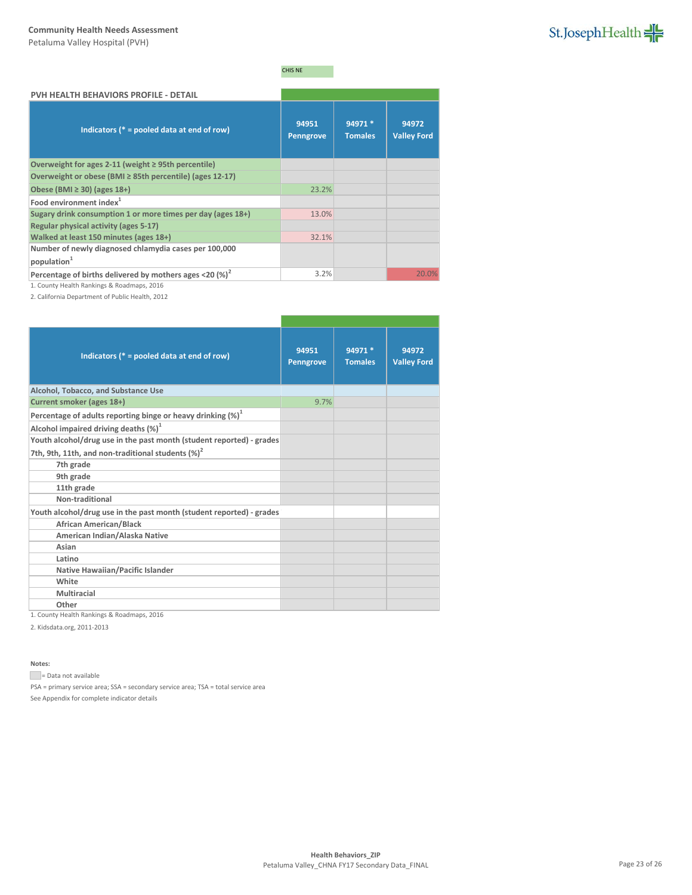**Community Health Needs Assessment**
Petaluma Valley Hospital (PVH)

CHIS NE

## PVH HEALTH BEHAVIORS PROFILE - DETAIL

| Indicators (* = pooled data at end of row) | 94951 Penngrove | 94971 * Tomales | 94972 Valley Ford |
|---|---|---|---|
| Overweight for ages 2-11 (weight ≥ 95th percentile) | | | |
| Overweight or obese (BMI ≥ 85th percentile) (ages 12-17) | | | |
| Obese (BMI ≥ 30) (ages 18+) | 23.2% | | |
| Food environment index[1] | | | |
| Sugary drink consumption 1 or more times per day (ages 18+) | 13.0% | | |
| Regular physical activity (ages 5-17) | | | |
| Walked at least 150 minutes (ages 18+) | 32.1% | | |
| Number of newly diagnosed chlamydia cases per 100,000 population[1] | | | |
| Percentage of births delivered by mothers ages <20 (%)[2] | 3.2% | | 20.0% |

1. County Health Rankings & Roadmaps, 2016

2. California Department of Public Health, 2012

| Indicators (* = pooled data at end of row) | 94951 Penngrove | 94971 * Tomales | 94972 Valley Ford |
|---|---|---|---|
| **Alcohol, Tobacco, and Substance Use** | | | |
| Current smoker (ages 18+) | 9.7% | | |
| Percentage of adults reporting binge or heavy drinking (%)[1] | | | |
| Alcohol impaired driving deaths (%)[1] | | | |
| Youth alcohol/drug use in the past month (student reported) - grades 7th, 9th, 11th, and non-traditional students (%)[2] | | | |
| 7th grade | | | |
| 9th grade | | | |
| 11th grade | | | |
| Non-traditional | | | |
| Youth alcohol/drug use in the past month (student reported) - grades | | | |
| African American/Black | | | |
| American Indian/Alaska Native | | | |
| Asian | | | |
| Latino | | | |
| Native Hawaiian/Pacific Islander | | | |
| White | | | |
| Multiracial | | | |
| Other | | | |

1. County Health Rankings & Roadmaps, 2016

2. Kidsdata.org, 2011-2013

**Notes:**

= Data not available

PSA = primary service area; SSA = secondary service area; TSA = total service area

See Appendix for complete indicator details

**Health Behaviors_ZIP**
Petaluma Valley_CHNA FY17 Secondary Data_FINAL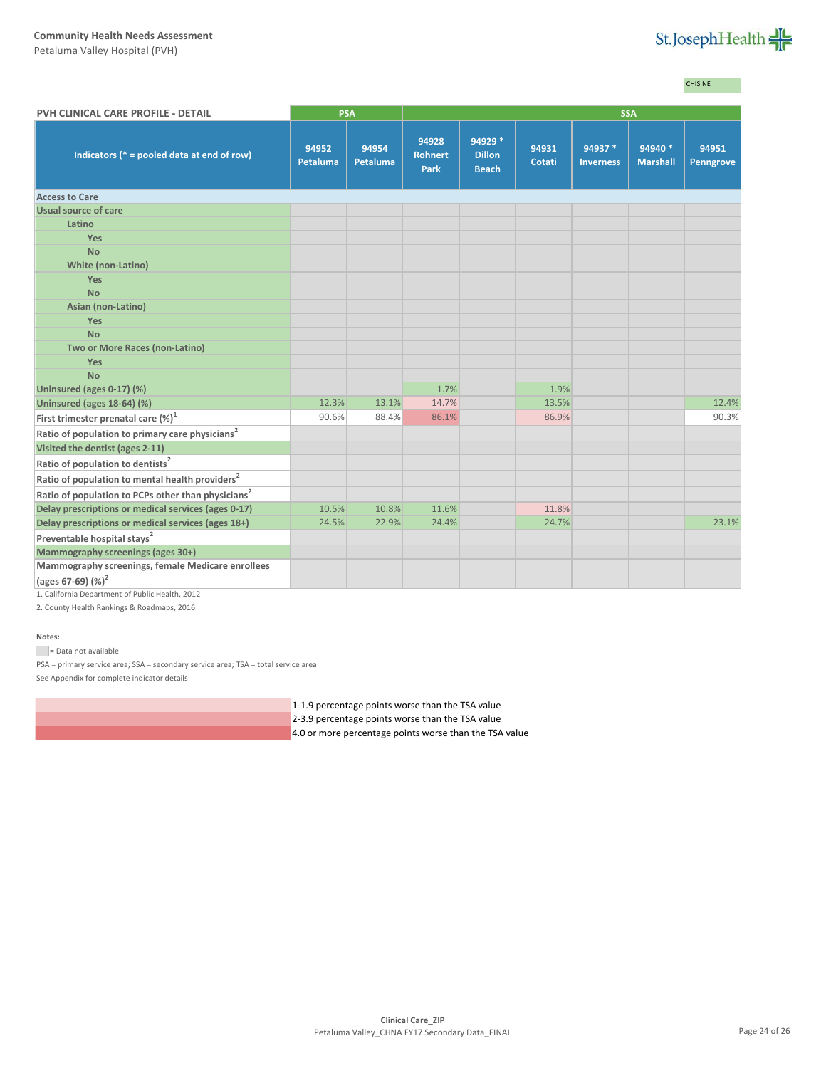**Community Health Needs Assessment**
Petaluma Valley Hospital (PVH)

CHIS NE

| PVH CLINICAL CARE PROFILE - DETAIL | PSA | | SSA | | | | | |
|---|---|---|---|---|---|---|---|---|
| Indicators (* = pooled data at end of row) | 94952 Petaluma | 94954 Petaluma | 94928 Rohnert Park | 94929 * Dillon Beach | 94931 Cotati | 94937 * Inverness | 94940 * Marshall | 94951 Penngrove |
| **Access to Care** | | | | | | | | |
| Usual source of care | | | | | | | | |
| Latino | | | | | | | | |
| Yes | | | | | | | | |
| No | | | | | | | | |
| White (non-Latino) | | | | | | | | |
| Yes | | | | | | | | |
| No | | | | | | | | |
| Asian (non-Latino) | | | | | | | | |
| Yes | | | | | | | | |
| No | | | | | | | | |
| Two or More Races (non-Latino) | | | | | | | | |
| Yes | | | | | | | | |
| No | | | | | | | | |
| Uninsured (ages 0-17) (%) | | | 1.7% | | 1.9% | | | |
| Uninsured (ages 18-64) (%) | 12.3% | 13.1% | 14.7% | | 13.5% | | | 12.4% |
| First trimester prenatal care (%)[1] | 90.6% | 88.4% | 86.1% | | 86.9% | | | 90.3% |
| Ratio of population to primary care physicians[2] | | | | | | | | |
| Visited the dentist (ages 2-11) | | | | | | | | |
| Ratio of population to dentists[2] | | | | | | | | |
| Ratio of population to mental health providers[2] | | | | | | | | |
| Ratio of population to PCPs other than physicians[2] | | | | | | | | |
| Delay prescriptions or medical services (ages 0-17) | 10.5% | 10.8% | 11.6% | | 11.8% | | | |
| Delay prescriptions or medical services (ages 18+) | 24.5% | 22.9% | 24.4% | | 24.7% | | | 23.1% |
| Preventable hospital stays[2] | | | | | | | | |
| Mammography screenings (ages 30+) | | | | | | | | |
| Mammography screenings, female Medicare enrollees (ages 67-69) (%)[2] | | | | | | | | |

1. California Department of Public Health, 2012
2. County Health Rankings & Roadmaps, 2016

**Notes:**

= Data not available

PSA = primary service area; SSA = secondary service area; TSA = total service area

See Appendix for complete indicator details

1-1.9 percentage points worse than the TSA value

2-3.9 percentage points worse than the TSA value

4.0 or more percentage points worse than the TSA value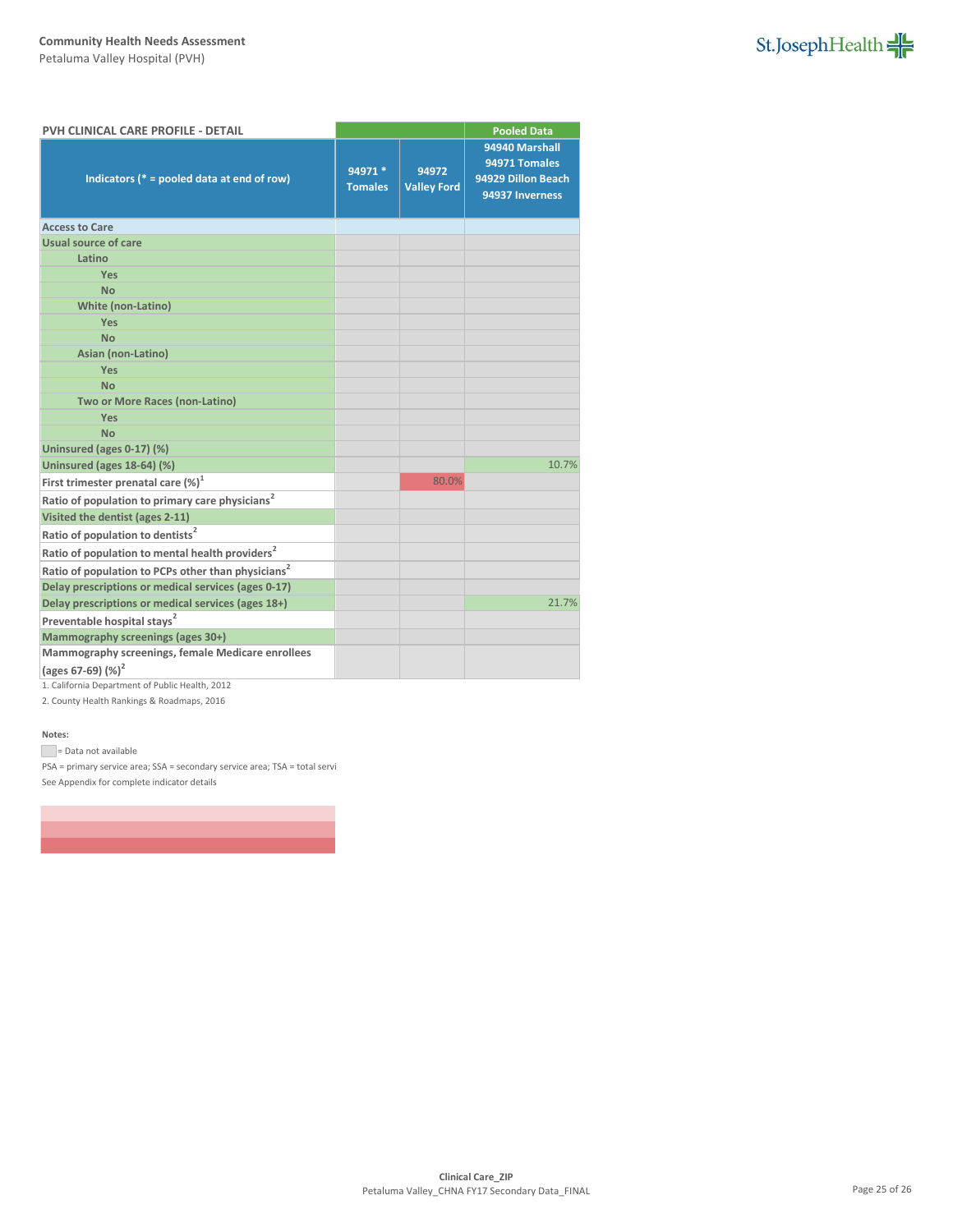## PVH CLINICAL CARE PROFILE - DETAIL

| Indicators (* = pooled data at end of row) | 94971 * Tomales | 94972 Valley Ford | Pooled Data: 94940 Marshall, 94971 Tomales, 94929 Dillon Beach, 94937 Inverness |
|---|---|---|---|
| **Access to Care** | | | |
| Usual source of care | | | |
| Latino | | | |
| Yes | | | |
| No | | | |
| White (non-Latino) | | | |
| Yes | | | |
| No | | | |
| Asian (non-Latino) | | | |
| Yes | | | |
| No | | | |
| Two or More Races (non-Latino) | | | |
| Yes | | | |
| No | | | |
| Uninsured (ages 0-17) (%) | | | |
| Uninsured (ages 18-64) (%) | | | 10.7% |
| First trimester prenatal care (%)[1] | | 80.0% | |
| Ratio of population to primary care physicians[2] | | | |
| Visited the dentist (ages 2-11) | | | |
| Ratio of population to dentists[2] | | | |
| Ratio of population to mental health providers[2] | | | |
| Ratio of population to PCPs other than physicians[2] | | | |
| Delay prescriptions or medical services (ages 0-17) | | | |
| Delay prescriptions or medical services (ages 18+) | | | 21.7% |
| Preventable hospital stays[2] | | | |
| Mammography screenings (ages 30+) | | | |
| Mammography screenings, female Medicare enrollees (ages 67-69) (%)[2] | | | |

1. California Department of Public Health, 2012
2. County Health Rankings & Roadmaps, 2016

**Notes:**

= Data not available

PSA = primary service area; SSA = secondary service area; TSA = total servi

See Appendix for complete indicator details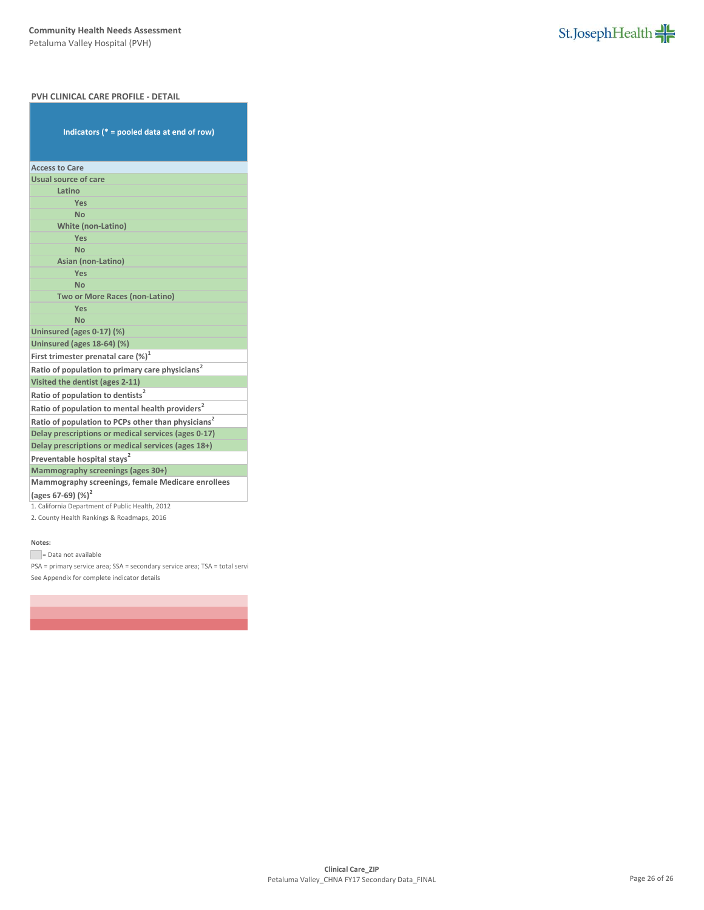**Community Health Needs Assessment**
Petaluma Valley Hospital (PVH)

**PVH CLINICAL CARE PROFILE - DETAIL**

| Indicators (* = pooled data at end of row) |
|---|
| **Access to Care** |
| **Usual source of care** |
| Latino |
| Yes |
| No |
| White (non-Latino) |
| Yes |
| No |
| Asian (non-Latino) |
| Yes |
| No |
| Two or More Races (non-Latino) |
| Yes |
| No |
| Uninsured (ages 0-17) (%) |
| Uninsured (ages 18-64) (%) |
| First trimester prenatal care (%)[1] |
| Ratio of population to primary care physicians[2] |
| Visited the dentist (ages 2-11) |
| Ratio of population to dentists[2] |
| Ratio of population to mental health providers[2] |
| Ratio of population to PCPs other than physicians[2] |
| Delay prescriptions or medical services (ages 0-17) |
| Delay prescriptions or medical services (ages 18+) |
| Preventable hospital stays[2] |
| Mammography screenings (ages 30+) |
| Mammography screenings, female Medicare enrollees (ages 67-69) (%)[2] |

1. California Department of Public Health, 2012
2. County Health Rankings & Roadmaps, 2016

**Notes:**

= Data not available

PSA = primary service area; SSA = secondary service area; TSA = total servi

See Appendix for complete indicator details

Clinical Care_ZIP
Petaluma Valley_CHNA FY17 Secondary Data_FINAL